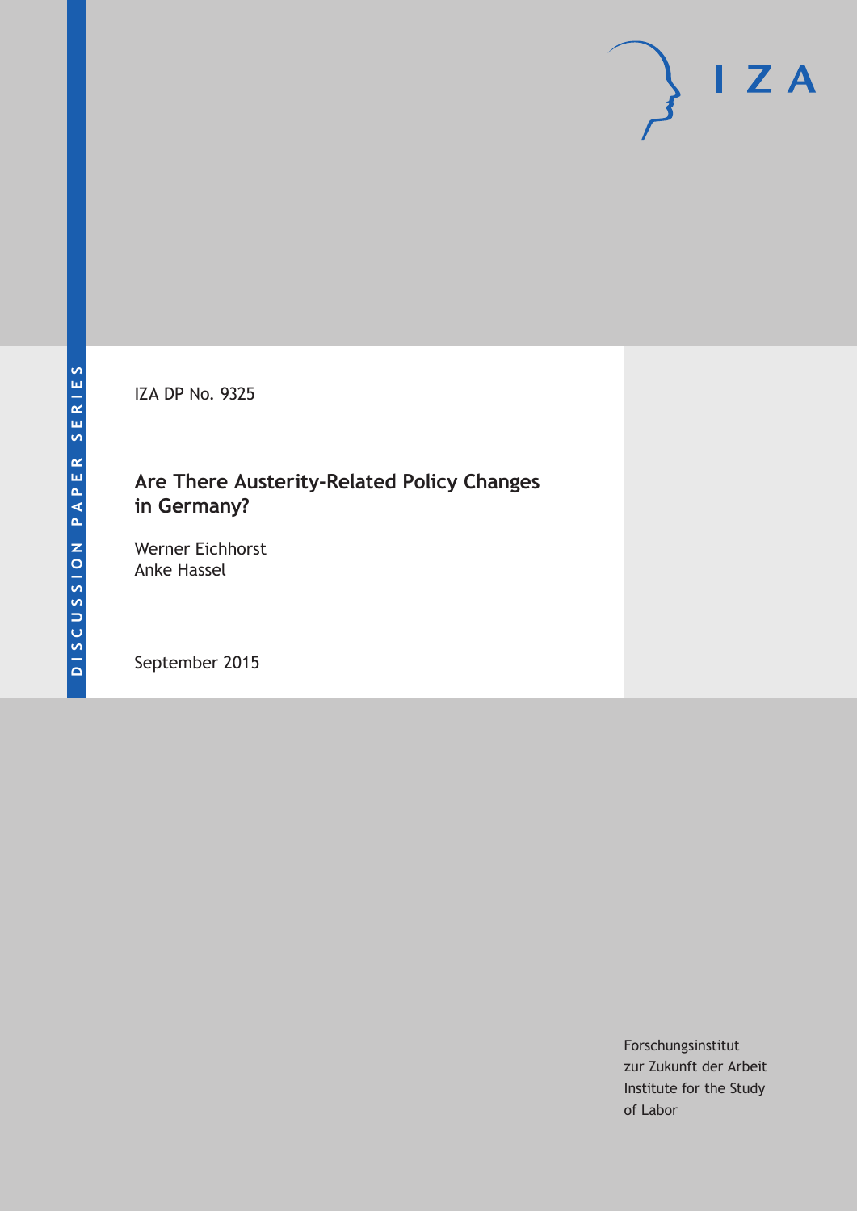DISCUSSION PAPER SERIES

IZA DP No. 9325

# Are There Austerity-Related Policy Changes in Germany?

Werner Eichhorst
Anke Hassel

September 2015

Forschungsinstitut
zur Zukunft der Arbeit
Institute for the Study
of Labor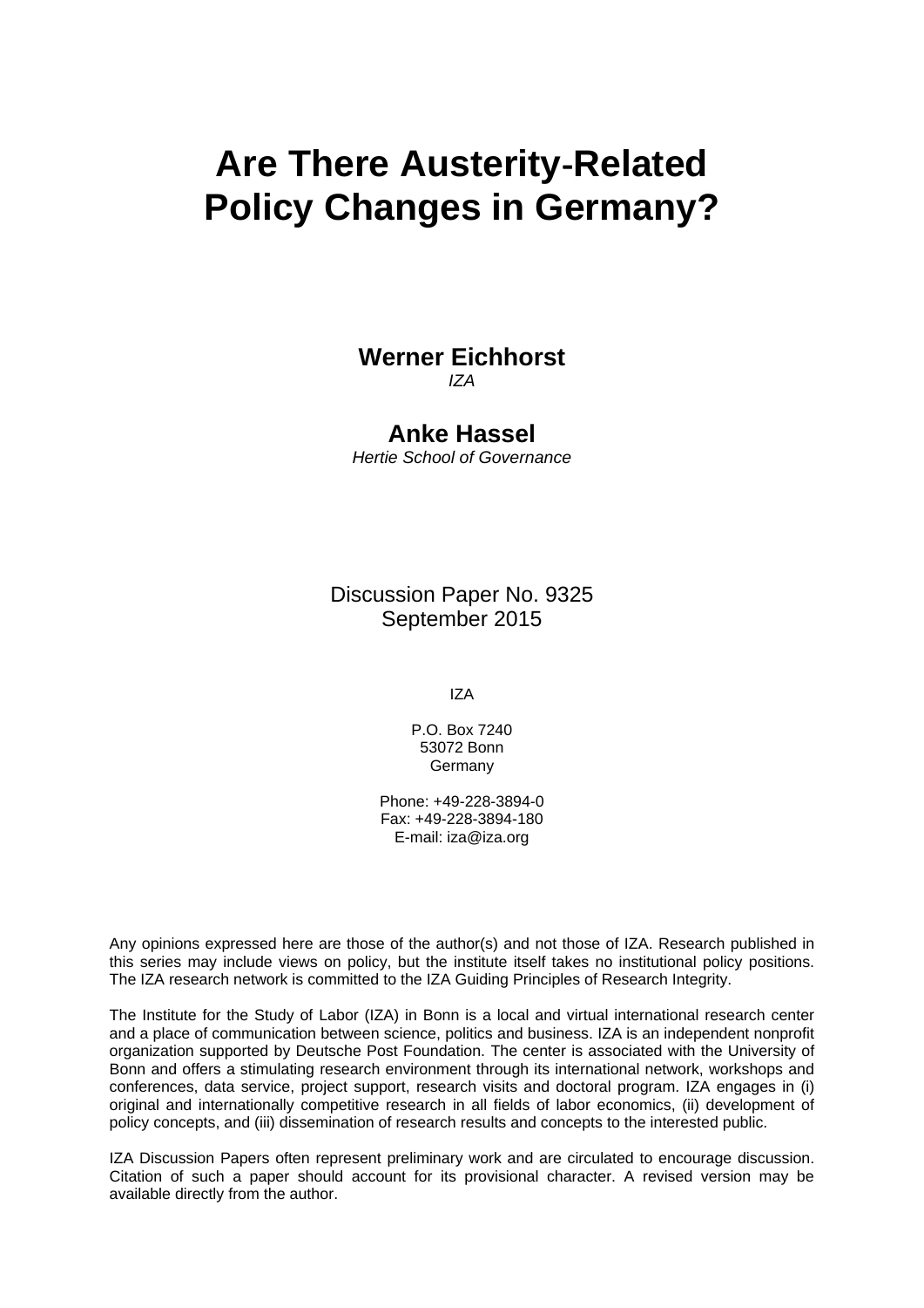# Are There Austerity-Related Policy Changes in Germany?

**Werner Eichhorst**
*IZA*

**Anke Hassel**
*Hertie School of Governance*

Discussion Paper No. 9325
September 2015

IZA

P.O. Box 7240
53072 Bonn
Germany

Phone: +49-228-3894-0
Fax: +49-228-3894-180
E-mail: iza@iza.org

Any opinions expressed here are those of the author(s) and not those of IZA. Research published in this series may include views on policy, but the institute itself takes no institutional policy positions. The IZA research network is committed to the IZA Guiding Principles of Research Integrity.

The Institute for the Study of Labor (IZA) in Bonn is a local and virtual international research center and a place of communication between science, politics and business. IZA is an independent nonprofit organization supported by Deutsche Post Foundation. The center is associated with the University of Bonn and offers a stimulating research environment through its international network, workshops and conferences, data service, project support, research visits and doctoral program. IZA engages in (i) original and internationally competitive research in all fields of labor economics, (ii) development of policy concepts, and (iii) dissemination of research results and concepts to the interested public.

IZA Discussion Papers often represent preliminary work and are circulated to encourage discussion. Citation of such a paper should account for its provisional character. A revised version may be available directly from the author.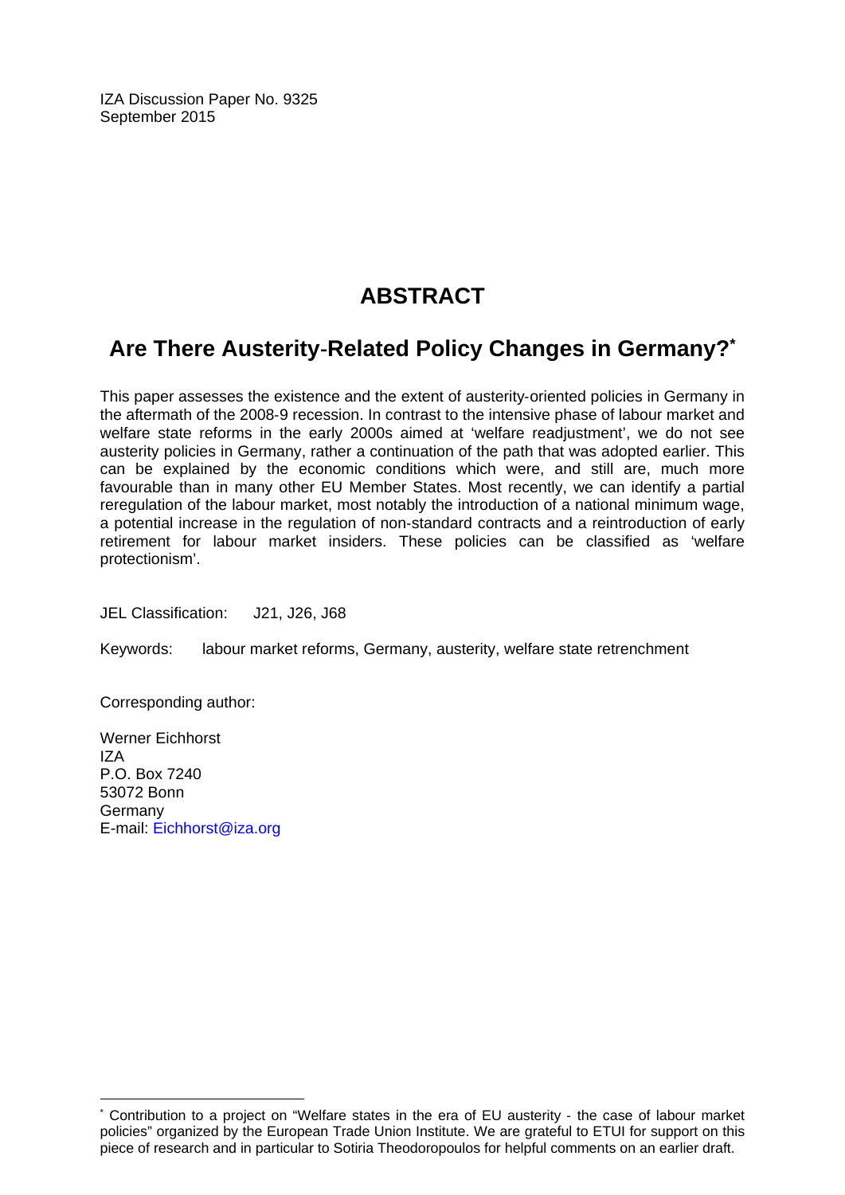IZA Discussion Paper No. 9325
September 2015

# ABSTRACT

## Are There Austerity-Related Policy Changes in Germany?*

This paper assesses the existence and the extent of austerity-oriented policies in Germany in the aftermath of the 2008-9 recession. In contrast to the intensive phase of labour market and welfare state reforms in the early 2000s aimed at 'welfare readjustment', we do not see austerity policies in Germany, rather a continuation of the path that was adopted earlier. This can be explained by the economic conditions which were, and still are, much more favourable than in many other EU Member States. Most recently, we can identify a partial reregulation of the labour market, most notably the introduction of a national minimum wage, a potential increase in the regulation of non-standard contracts and a reintroduction of early retirement for labour market insiders. These policies can be classified as 'welfare protectionism'.

JEL Classification: J21, J26, J68

Keywords: labour market reforms, Germany, austerity, welfare state retrenchment

Corresponding author:

Werner Eichhorst
IZA
P.O. Box 7240
53072 Bonn
Germany
E-mail: Eichhorst@iza.org

---

* Contribution to a project on "Welfare states in the era of EU austerity - the case of labour market policies" organized by the European Trade Union Institute. We are grateful to ETUI for support on this piece of research and in particular to Sotiria Theodoropoulos for helpful comments on an earlier draft.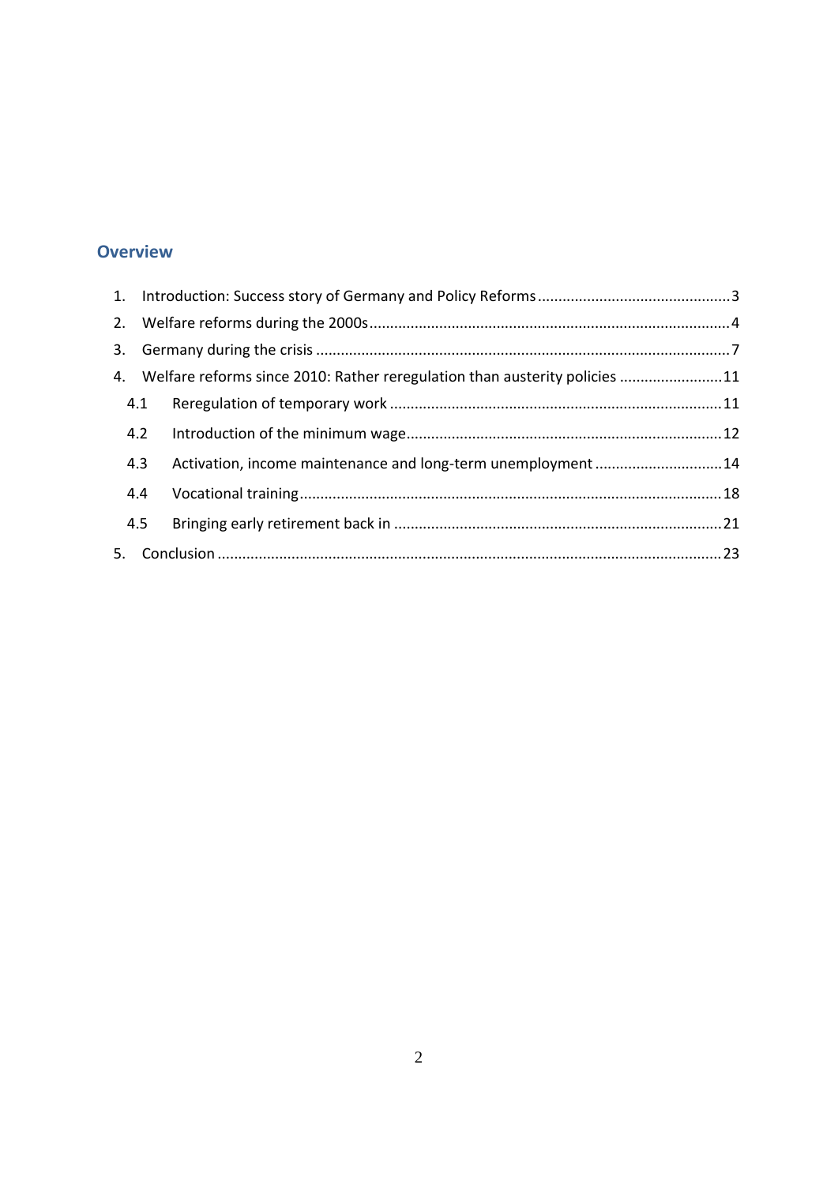## Overview

1. Introduction: Success story of Germany and Policy Reforms ..... 3
2. Welfare reforms during the 2000s ..... 4
3. Germany during the crisis ..... 7
4. Welfare reforms since 2010: Rather reregulation than austerity policies ..... 11
   - 4.1 Reregulation of temporary work ..... 11
   - 4.2 Introduction of the minimum wage ..... 12
   - 4.3 Activation, income maintenance and long-term unemployment ..... 14
   - 4.4 Vocational training ..... 18
   - 4.5 Bringing early retirement back in ..... 21
5. Conclusion ..... 23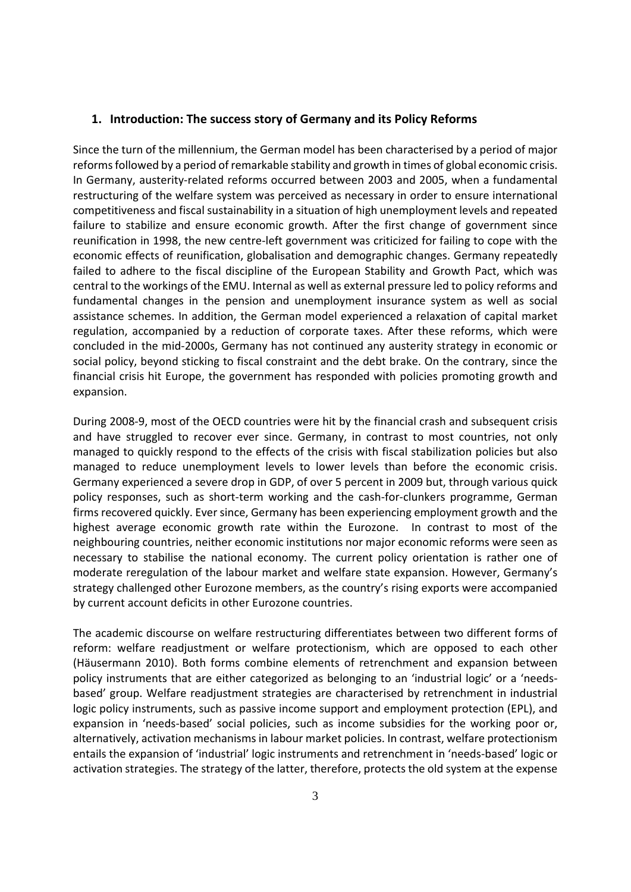## 1. Introduction: The success story of Germany and its Policy Reforms

Since the turn of the millennium, the German model has been characterised by a period of major reforms followed by a period of remarkable stability and growth in times of global economic crisis. In Germany, austerity-related reforms occurred between 2003 and 2005, when a fundamental restructuring of the welfare system was perceived as necessary in order to ensure international competitiveness and fiscal sustainability in a situation of high unemployment levels and repeated failure to stabilize and ensure economic growth. After the first change of government since reunification in 1998, the new centre-left government was criticized for failing to cope with the economic effects of reunification, globalisation and demographic changes. Germany repeatedly failed to adhere to the fiscal discipline of the European Stability and Growth Pact, which was central to the workings of the EMU. Internal as well as external pressure led to policy reforms and fundamental changes in the pension and unemployment insurance system as well as social assistance schemes. In addition, the German model experienced a relaxation of capital market regulation, accompanied by a reduction of corporate taxes. After these reforms, which were concluded in the mid-2000s, Germany has not continued any austerity strategy in economic or social policy, beyond sticking to fiscal constraint and the debt brake. On the contrary, since the financial crisis hit Europe, the government has responded with policies promoting growth and expansion.

During 2008-9, most of the OECD countries were hit by the financial crash and subsequent crisis and have struggled to recover ever since. Germany, in contrast to most countries, not only managed to quickly respond to the effects of the crisis with fiscal stabilization policies but also managed to reduce unemployment levels to lower levels than before the economic crisis. Germany experienced a severe drop in GDP, of over 5 percent in 2009 but, through various quick policy responses, such as short-term working and the cash-for-clunkers programme, German firms recovered quickly. Ever since, Germany has been experiencing employment growth and the highest average economic growth rate within the Eurozone. In contrast to most of the neighbouring countries, neither economic institutions nor major economic reforms were seen as necessary to stabilise the national economy. The current policy orientation is rather one of moderate reregulation of the labour market and welfare state expansion. However, Germany's strategy challenged other Eurozone members, as the country's rising exports were accompanied by current account deficits in other Eurozone countries.

The academic discourse on welfare restructuring differentiates between two different forms of reform: welfare readjustment or welfare protectionism, which are opposed to each other (Häusermann 2010). Both forms combine elements of retrenchment and expansion between policy instruments that are either categorized as belonging to an 'industrial logic' or a 'needs-based' group. Welfare readjustment strategies are characterised by retrenchment in industrial logic policy instruments, such as passive income support and employment protection (EPL), and expansion in 'needs-based' social policies, such as income subsidies for the working poor or, alternatively, activation mechanisms in labour market policies. In contrast, welfare protectionism entails the expansion of 'industrial' logic instruments and retrenchment in 'needs-based' logic or activation strategies. The strategy of the latter, therefore, protects the old system at the expense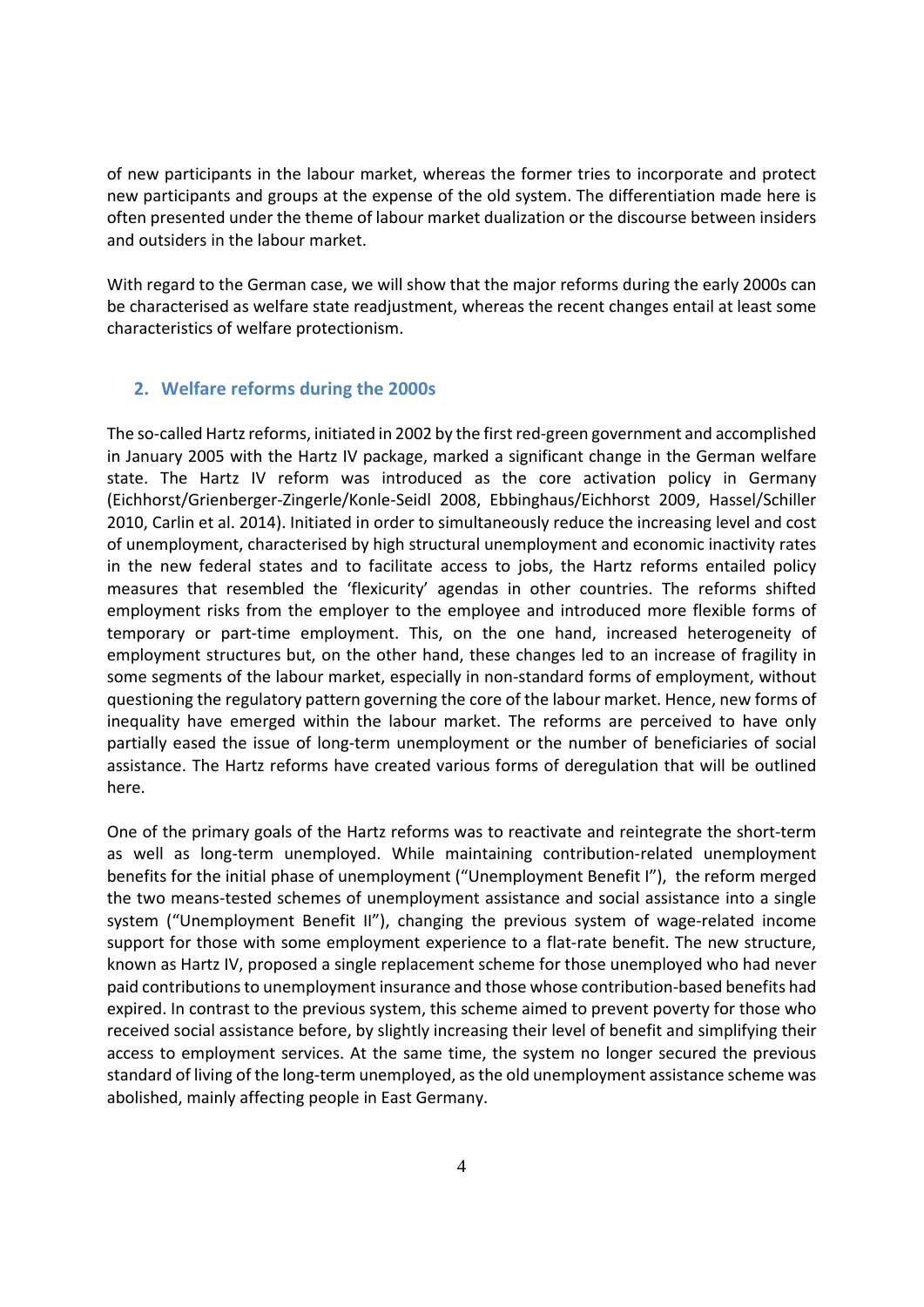of new participants in the labour market, whereas the former tries to incorporate and protect new participants and groups at the expense of the old system. The differentiation made here is often presented under the theme of labour market dualization or the discourse between insiders and outsiders in the labour market.

With regard to the German case, we will show that the major reforms during the early 2000s can be characterised as welfare state readjustment, whereas the recent changes entail at least some characteristics of welfare protectionism.

## 2. Welfare reforms during the 2000s

The so-called Hartz reforms, initiated in 2002 by the first red-green government and accomplished in January 2005 with the Hartz IV package, marked a significant change in the German welfare state. The Hartz IV reform was introduced as the core activation policy in Germany (Eichhorst/Grienberger-Zingerle/Konle-Seidl 2008, Ebbinghaus/Eichhorst 2009, Hassel/Schiller 2010, Carlin et al. 2014). Initiated in order to simultaneously reduce the increasing level and cost of unemployment, characterised by high structural unemployment and economic inactivity rates in the new federal states and to facilitate access to jobs, the Hartz reforms entailed policy measures that resembled the 'flexicurity' agendas in other countries. The reforms shifted employment risks from the employer to the employee and introduced more flexible forms of temporary or part-time employment. This, on the one hand, increased heterogeneity of employment structures but, on the other hand, these changes led to an increase of fragility in some segments of the labour market, especially in non-standard forms of employment, without questioning the regulatory pattern governing the core of the labour market. Hence, new forms of inequality have emerged within the labour market. The reforms are perceived to have only partially eased the issue of long-term unemployment or the number of beneficiaries of social assistance. The Hartz reforms have created various forms of deregulation that will be outlined here.

One of the primary goals of the Hartz reforms was to reactivate and reintegrate the short-term as well as long-term unemployed. While maintaining contribution-related unemployment benefits for the initial phase of unemployment ("Unemployment Benefit I"), the reform merged the two means-tested schemes of unemployment assistance and social assistance into a single system ("Unemployment Benefit II"), changing the previous system of wage-related income support for those with some employment experience to a flat-rate benefit. The new structure, known as Hartz IV, proposed a single replacement scheme for those unemployed who had never paid contributions to unemployment insurance and those whose contribution-based benefits had expired. In contrast to the previous system, this scheme aimed to prevent poverty for those who received social assistance before, by slightly increasing their level of benefit and simplifying their access to employment services. At the same time, the system no longer secured the previous standard of living of the long-term unemployed, as the old unemployment assistance scheme was abolished, mainly affecting people in East Germany.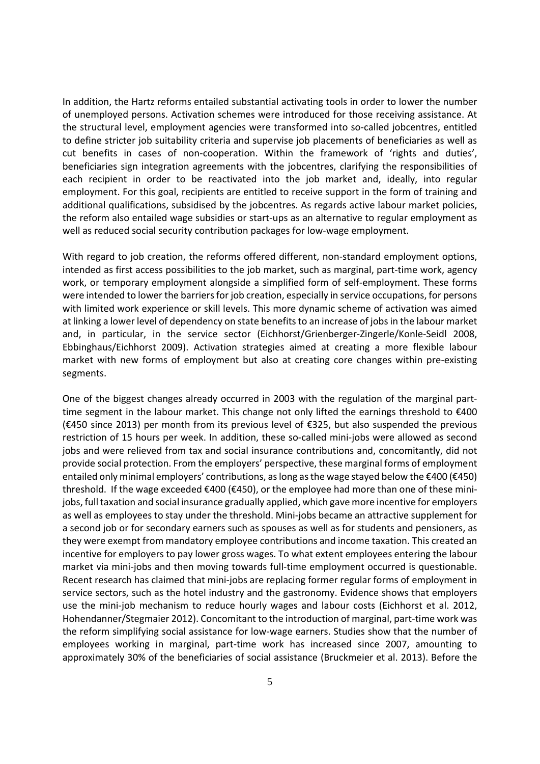In addition, the Hartz reforms entailed substantial activating tools in order to lower the number of unemployed persons. Activation schemes were introduced for those receiving assistance. At the structural level, employment agencies were transformed into so-called jobcentres, entitled to define stricter job suitability criteria and supervise job placements of beneficiaries as well as cut benefits in cases of non-cooperation. Within the framework of 'rights and duties', beneficiaries sign integration agreements with the jobcentres, clarifying the responsibilities of each recipient in order to be reactivated into the job market and, ideally, into regular employment. For this goal, recipients are entitled to receive support in the form of training and additional qualifications, subsidised by the jobcentres. As regards active labour market policies, the reform also entailed wage subsidies or start-ups as an alternative to regular employment as well as reduced social security contribution packages for low-wage employment.

With regard to job creation, the reforms offered different, non-standard employment options, intended as first access possibilities to the job market, such as marginal, part-time work, agency work, or temporary employment alongside a simplified form of self-employment. These forms were intended to lower the barriers for job creation, especially in service occupations, for persons with limited work experience or skill levels. This more dynamic scheme of activation was aimed at linking a lower level of dependency on state benefits to an increase of jobs in the labour market and, in particular, in the service sector (Eichhorst/Grienberger-Zingerle/Konle-Seidl 2008, Ebbinghaus/Eichhorst 2009). Activation strategies aimed at creating a more flexible labour market with new forms of employment but also at creating core changes within pre-existing segments.

One of the biggest changes already occurred in 2003 with the regulation of the marginal part-time segment in the labour market. This change not only lifted the earnings threshold to €400 (€450 since 2013) per month from its previous level of €325, but also suspended the previous restriction of 15 hours per week. In addition, these so-called mini-jobs were allowed as second jobs and were relieved from tax and social insurance contributions and, concomitantly, did not provide social protection. From the employers' perspective, these marginal forms of employment entailed only minimal employers' contributions, as long as the wage stayed below the €400 (€450) threshold. If the wage exceeded €400 (€450), or the employee had more than one of these mini-jobs, full taxation and social insurance gradually applied, which gave more incentive for employers as well as employees to stay under the threshold. Mini-jobs became an attractive supplement for a second job or for secondary earners such as spouses as well as for students and pensioners, as they were exempt from mandatory employee contributions and income taxation. This created an incentive for employers to pay lower gross wages. To what extent employees entering the labour market via mini-jobs and then moving towards full-time employment occurred is questionable. Recent research has claimed that mini-jobs are replacing former regular forms of employment in service sectors, such as the hotel industry and the gastronomy. Evidence shows that employers use the mini-job mechanism to reduce hourly wages and labour costs (Eichhorst et al. 2012, Hohendanner/Stegmaier 2012). Concomitant to the introduction of marginal, part-time work was the reform simplifying social assistance for low-wage earners. Studies show that the number of employees working in marginal, part-time work has increased since 2007, amounting to approximately 30% of the beneficiaries of social assistance (Bruckmeier et al. 2013). Before the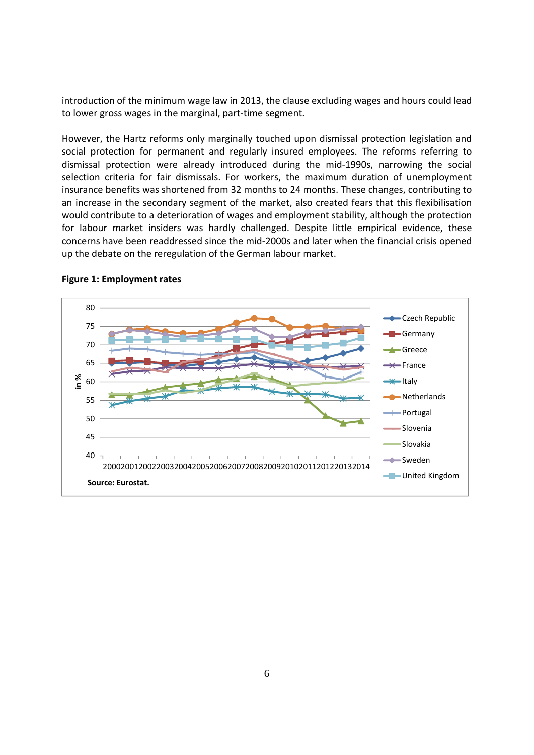introduction of the minimum wage law in 2013, the clause excluding wages and hours could lead to lower gross wages in the marginal, part-time segment.

However, the Hartz reforms only marginally touched upon dismissal protection legislation and social protection for permanent and regularly insured employees. The reforms referring to dismissal protection were already introduced during the mid-1990s, narrowing the social selection criteria for fair dismissals. For workers, the maximum duration of unemployment insurance benefits was shortened from 32 months to 24 months. These changes, contributing to an increase in the secondary segment of the market, also created fears that this flexibilisation would contribute to a deterioration of wages and employment stability, although the protection for labour market insiders was hardly challenged. Despite little empirical evidence, these concerns have been readdressed since the mid-2000s and later when the financial crisis opened up the debate on the reregulation of the German labour market.

**Figure 1: Employment rates**

Source: Eurostat.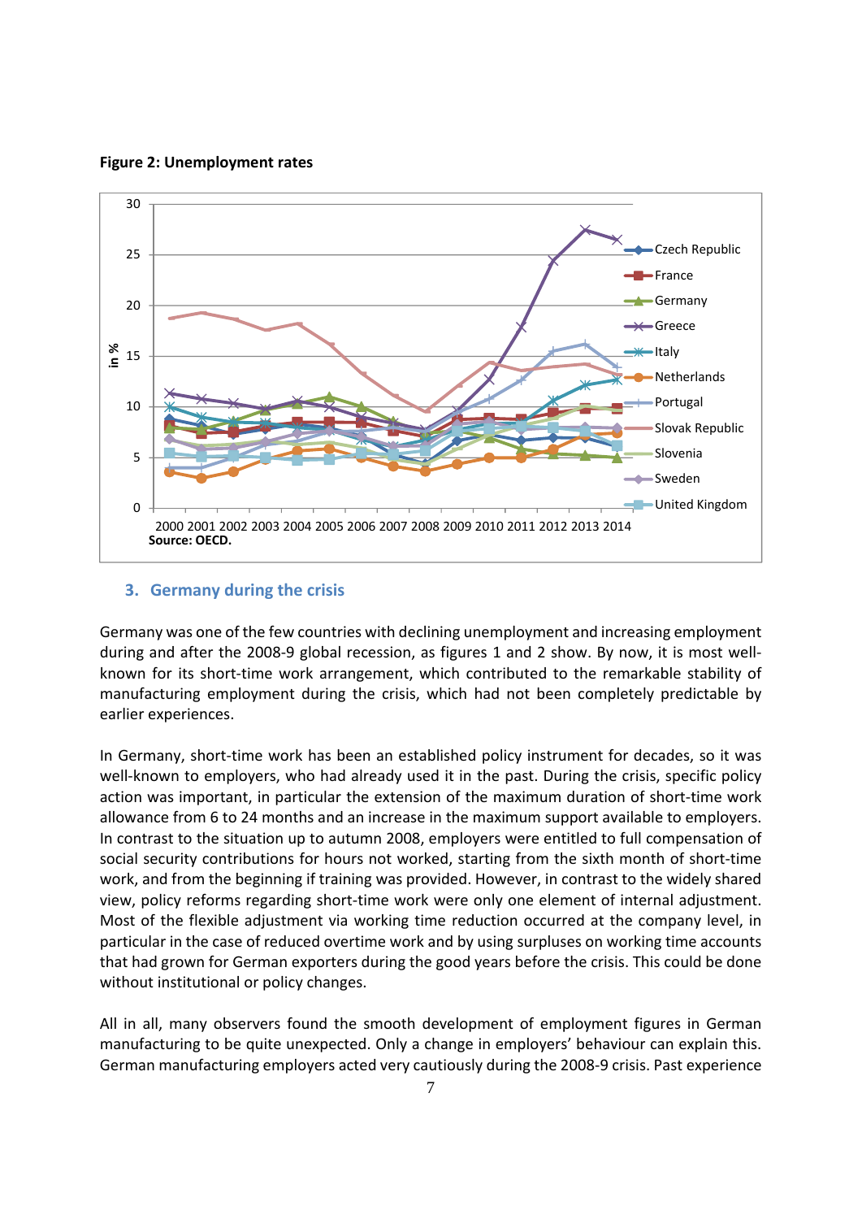**Figure 2: Unemployment rates**

Source: OECD.

### 3. Germany during the crisis

Germany was one of the few countries with declining unemployment and increasing employment during and after the 2008-9 global recession, as figures 1 and 2 show. By now, it is most well-known for its short-time work arrangement, which contributed to the remarkable stability of manufacturing employment during the crisis, which had not been completely predictable by earlier experiences.

In Germany, short-time work has been an established policy instrument for decades, so it was well-known to employers, who had already used it in the past. During the crisis, specific policy action was important, in particular the extension of the maximum duration of short-time work allowance from 6 to 24 months and an increase in the maximum support available to employers. In contrast to the situation up to autumn 2008, employers were entitled to full compensation of social security contributions for hours not worked, starting from the sixth month of short-time work, and from the beginning if training was provided. However, in contrast to the widely shared view, policy reforms regarding short-time work were only one element of internal adjustment. Most of the flexible adjustment via working time reduction occurred at the company level, in particular in the case of reduced overtime work and by using surpluses on working time accounts that had grown for German exporters during the good years before the crisis. This could be done without institutional or policy changes.

All in all, many observers found the smooth development of employment figures in German manufacturing to be quite unexpected. Only a change in employers' behaviour can explain this. German manufacturing employers acted very cautiously during the 2008-9 crisis. Past experience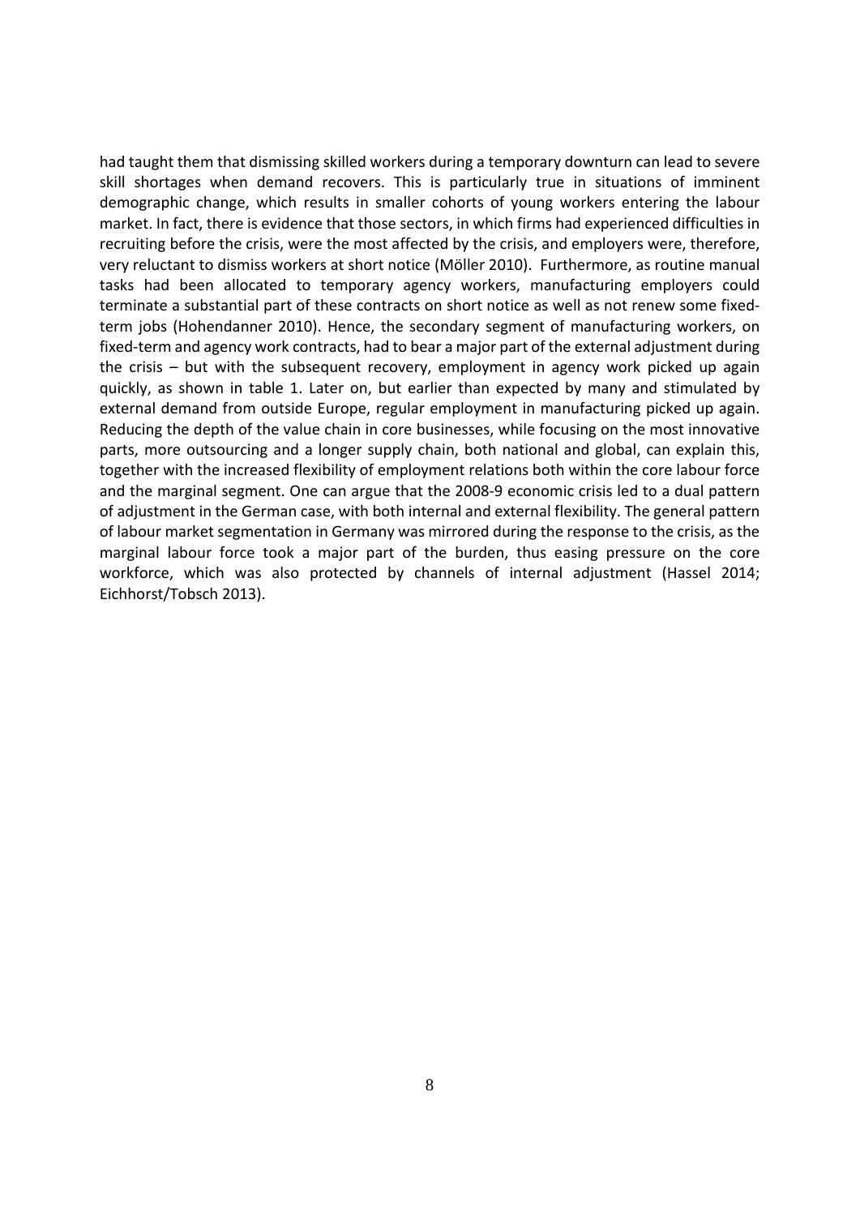had taught them that dismissing skilled workers during a temporary downturn can lead to severe skill shortages when demand recovers. This is particularly true in situations of imminent demographic change, which results in smaller cohorts of young workers entering the labour market. In fact, there is evidence that those sectors, in which firms had experienced difficulties in recruiting before the crisis, were the most affected by the crisis, and employers were, therefore, very reluctant to dismiss workers at short notice (Möller 2010). Furthermore, as routine manual tasks had been allocated to temporary agency workers, manufacturing employers could terminate a substantial part of these contracts on short notice as well as not renew some fixed-term jobs (Hohendanner 2010). Hence, the secondary segment of manufacturing workers, on fixed-term and agency work contracts, had to bear a major part of the external adjustment during the crisis – but with the subsequent recovery, employment in agency work picked up again quickly, as shown in table 1. Later on, but earlier than expected by many and stimulated by external demand from outside Europe, regular employment in manufacturing picked up again. Reducing the depth of the value chain in core businesses, while focusing on the most innovative parts, more outsourcing and a longer supply chain, both national and global, can explain this, together with the increased flexibility of employment relations both within the core labour force and the marginal segment. One can argue that the 2008-9 economic crisis led to a dual pattern of adjustment in the German case, with both internal and external flexibility. The general pattern of labour market segmentation in Germany was mirrored during the response to the crisis, as the marginal labour force took a major part of the burden, thus easing pressure on the core workforce, which was also protected by channels of internal adjustment (Hassel 2014; Eichhorst/Tobsch 2013).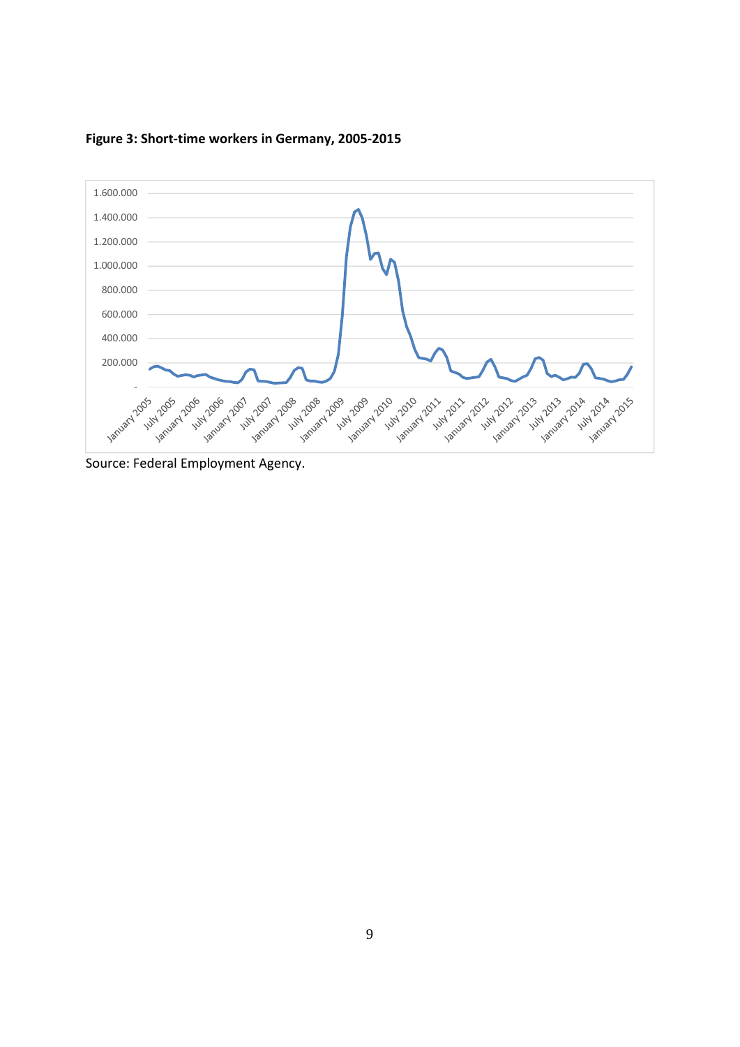**Figure 3: Short-time workers in Germany, 2005-2015**

Source: Federal Employment Agency.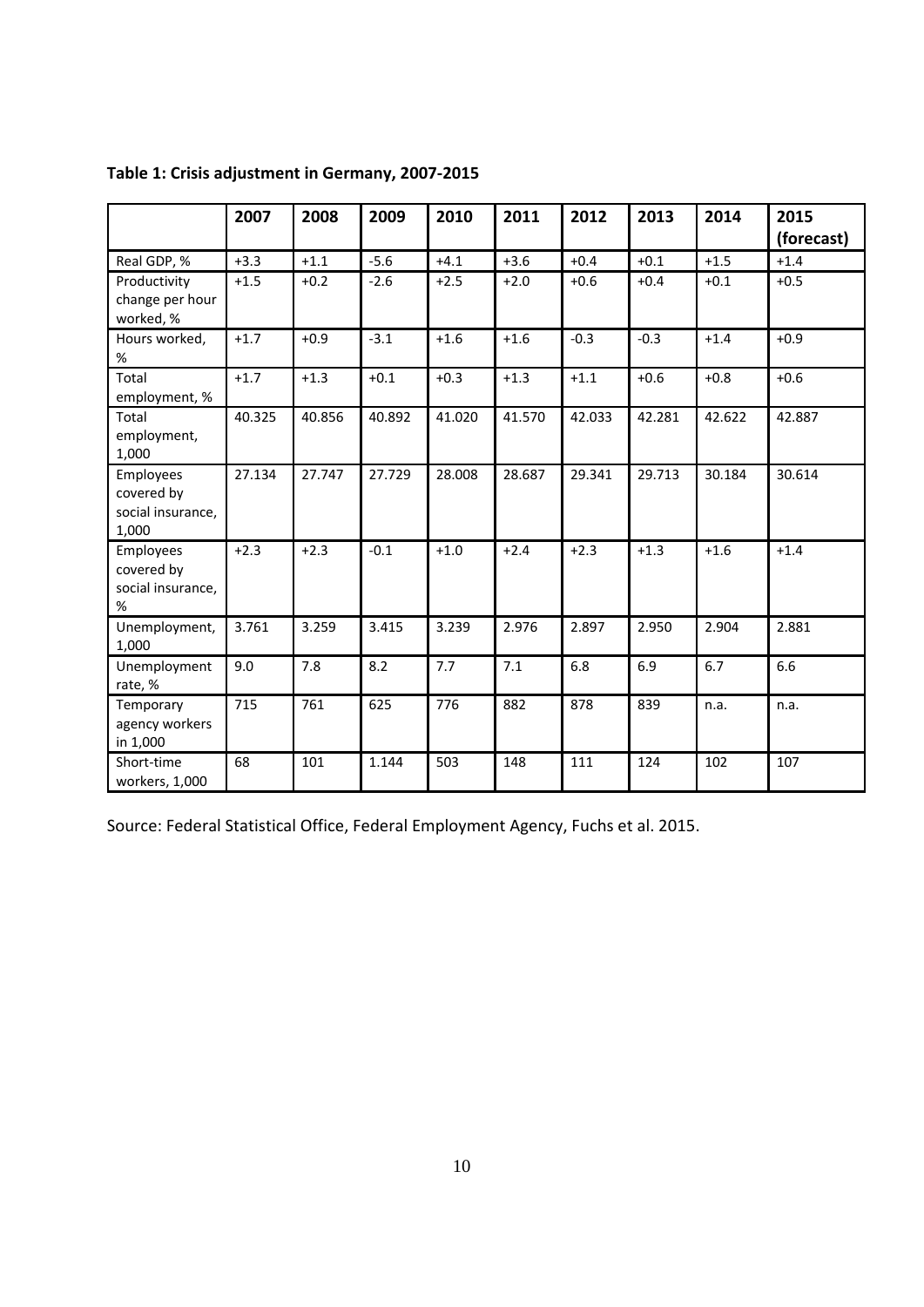**Table 1: Crisis adjustment in Germany, 2007-2015**

| | 2007 | 2008 | 2009 | 2010 | 2011 | 2012 | 2013 | 2014 | 2015 (forecast) |
|---|---|---|---|---|---|---|---|---|---|
| Real GDP, % | +3.3 | +1.1 | -5.6 | +4.1 | +3.6 | +0.4 | +0.1 | +1.5 | +1.4 |
| Productivity change per hour worked, % | +1.5 | +0.2 | -2.6 | +2.5 | +2.0 | +0.6 | +0.4 | +0.1 | +0.5 |
| Hours worked, % | +1.7 | +0.9 | -3.1 | +1.6 | +1.6 | -0.3 | -0.3 | +1.4 | +0.9 |
| Total employment, % | +1.7 | +1.3 | +0.1 | +0.3 | +1.3 | +1.1 | +0.6 | +0.8 | +0.6 |
| Total employment, 1,000 | 40.325 | 40.856 | 40.892 | 41.020 | 41.570 | 42.033 | 42.281 | 42.622 | 42.887 |
| Employees covered by social insurance, 1,000 | 27.134 | 27.747 | 27.729 | 28.008 | 28.687 | 29.341 | 29.713 | 30.184 | 30.614 |
| Employees covered by social insurance, % | +2.3 | +2.3 | -0.1 | +1.0 | +2.4 | +2.3 | +1.3 | +1.6 | +1.4 |
| Unemployment, 1,000 | 3.761 | 3.259 | 3.415 | 3.239 | 2.976 | 2.897 | 2.950 | 2.904 | 2.881 |
| Unemployment rate, % | 9.0 | 7.8 | 8.2 | 7.7 | 7.1 | 6.8 | 6.9 | 6.7 | 6.6 |
| Temporary agency workers in 1,000 | 715 | 761 | 625 | 776 | 882 | 878 | 839 | n.a. | n.a. |
| Short-time workers, 1,000 | 68 | 101 | 1.144 | 503 | 148 | 111 | 124 | 102 | 107 |

Source: Federal Statistical Office, Federal Employment Agency, Fuchs et al. 2015.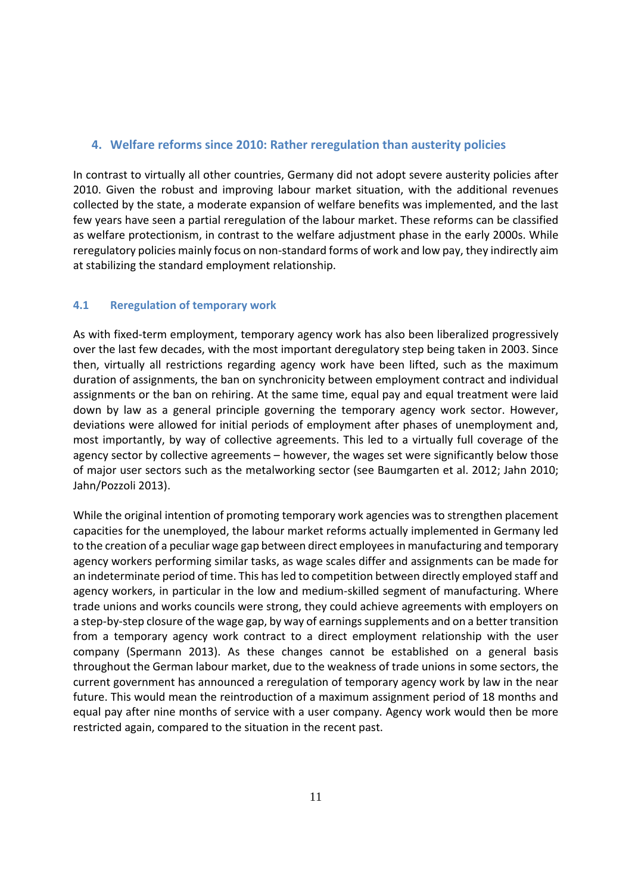## 4. Welfare reforms since 2010: Rather reregulation than austerity policies

In contrast to virtually all other countries, Germany did not adopt severe austerity policies after 2010. Given the robust and improving labour market situation, with the additional revenues collected by the state, a moderate expansion of welfare benefits was implemented, and the last few years have seen a partial reregulation of the labour market. These reforms can be classified as welfare protectionism, in contrast to the welfare adjustment phase in the early 2000s. While reregulatory policies mainly focus on non-standard forms of work and low pay, they indirectly aim at stabilizing the standard employment relationship.

### 4.1 Reregulation of temporary work

As with fixed-term employment, temporary agency work has also been liberalized progressively over the last few decades, with the most important deregulatory step being taken in 2003. Since then, virtually all restrictions regarding agency work have been lifted, such as the maximum duration of assignments, the ban on synchronicity between employment contract and individual assignments or the ban on rehiring. At the same time, equal pay and equal treatment were laid down by law as a general principle governing the temporary agency work sector. However, deviations were allowed for initial periods of employment after phases of unemployment and, most importantly, by way of collective agreements. This led to a virtually full coverage of the agency sector by collective agreements – however, the wages set were significantly below those of major user sectors such as the metalworking sector (see Baumgarten et al. 2012; Jahn 2010; Jahn/Pozzoli 2013).

While the original intention of promoting temporary work agencies was to strengthen placement capacities for the unemployed, the labour market reforms actually implemented in Germany led to the creation of a peculiar wage gap between direct employees in manufacturing and temporary agency workers performing similar tasks, as wage scales differ and assignments can be made for an indeterminate period of time. This has led to competition between directly employed staff and agency workers, in particular in the low and medium-skilled segment of manufacturing. Where trade unions and works councils were strong, they could achieve agreements with employers on a step-by-step closure of the wage gap, by way of earnings supplements and on a better transition from a temporary agency work contract to a direct employment relationship with the user company (Spermann 2013). As these changes cannot be established on a general basis throughout the German labour market, due to the weakness of trade unions in some sectors, the current government has announced a reregulation of temporary agency work by law in the near future. This would mean the reintroduction of a maximum assignment period of 18 months and equal pay after nine months of service with a user company. Agency work would then be more restricted again, compared to the situation in the recent past.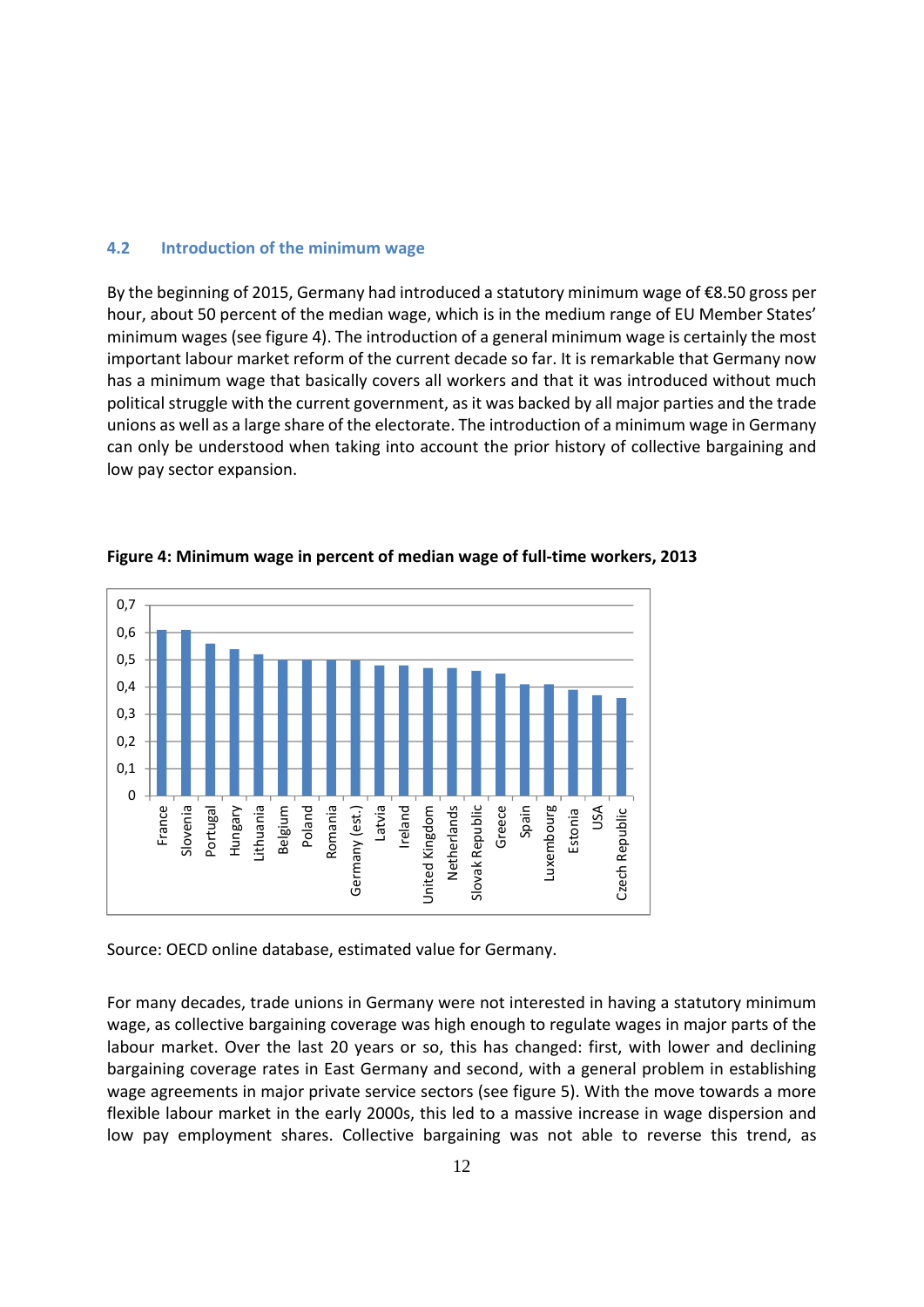### 4.2 Introduction of the minimum wage

By the beginning of 2015, Germany had introduced a statutory minimum wage of €8.50 gross per hour, about 50 percent of the median wage, which is in the medium range of EU Member States' minimum wages (see figure 4). The introduction of a general minimum wage is certainly the most important labour market reform of the current decade so far. It is remarkable that Germany now has a minimum wage that basically covers all workers and that it was introduced without much political struggle with the current government, as it was backed by all major parties and the trade unions as well as a large share of the electorate. The introduction of a minimum wage in Germany can only be understood when taking into account the prior history of collective bargaining and low pay sector expansion.

**Figure 4: Minimum wage in percent of median wage of full-time workers, 2013**

Source: OECD online database, estimated value for Germany.

For many decades, trade unions in Germany were not interested in having a statutory minimum wage, as collective bargaining coverage was high enough to regulate wages in major parts of the labour market. Over the last 20 years or so, this has changed: first, with lower and declining bargaining coverage rates in East Germany and second, with a general problem in establishing wage agreements in major private service sectors (see figure 5). With the move towards a more flexible labour market in the early 2000s, this led to a massive increase in wage dispersion and low pay employment shares. Collective bargaining was not able to reverse this trend, as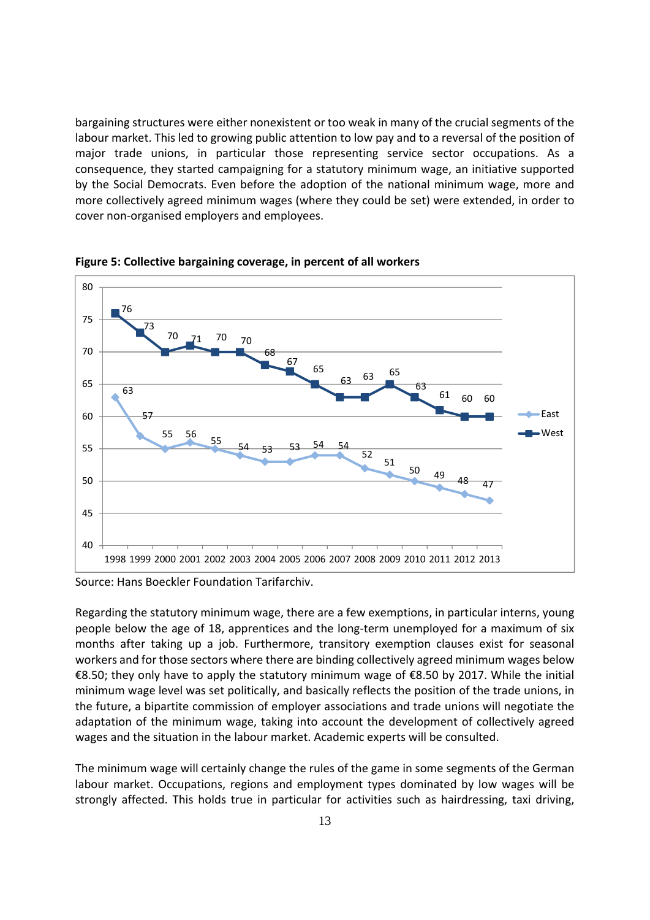bargaining structures were either nonexistent or too weak in many of the crucial segments of the labour market. This led to growing public attention to low pay and to a reversal of the position of major trade unions, in particular those representing service sector occupations. As a consequence, they started campaigning for a statutory minimum wage, an initiative supported by the Social Democrats. Even before the adoption of the national minimum wage, more and more collectively agreed minimum wages (where they could be set) were extended, in order to cover non-organised employers and employees.

**Figure 5: Collective bargaining coverage, in percent of all workers**

| | 1998 | 1999 | 2000 | 2001 | 2002 | 2003 | 2004 | 2005 | 2006 | 2007 | 2008 | 2009 | 2010 | 2011 | 2012 | 2013 |
|---|---|---|---|---|---|---|---|---|---|---|---|---|---|---|---|---|
| East | 63 | 57 | 55 | 56 | 55 | 54 | 53 | 53 | 54 | 54 | 52 | 51 | 50 | 49 | 48 | 47 |
| West | 76 | 73 | 70 | 71 | 70 | 70 | 68 | 67 | 65 | 63 | 63 | 65 | 63 | 61 | 60 | 60 |

Source: Hans Boeckler Foundation Tarifarchiv.

Regarding the statutory minimum wage, there are a few exemptions, in particular interns, young people below the age of 18, apprentices and the long-term unemployed for a maximum of six months after taking up a job. Furthermore, transitory exemption clauses exist for seasonal workers and for those sectors where there are binding collectively agreed minimum wages below €8.50; they only have to apply the statutory minimum wage of €8.50 by 2017. While the initial minimum wage level was set politically, and basically reflects the position of the trade unions, in the future, a bipartite commission of employer associations and trade unions will negotiate the adaptation of the minimum wage, taking into account the development of collectively agreed wages and the situation in the labour market. Academic experts will be consulted.

The minimum wage will certainly change the rules of the game in some segments of the German labour market. Occupations, regions and employment types dominated by low wages will be strongly affected. This holds true in particular for activities such as hairdressing, taxi driving,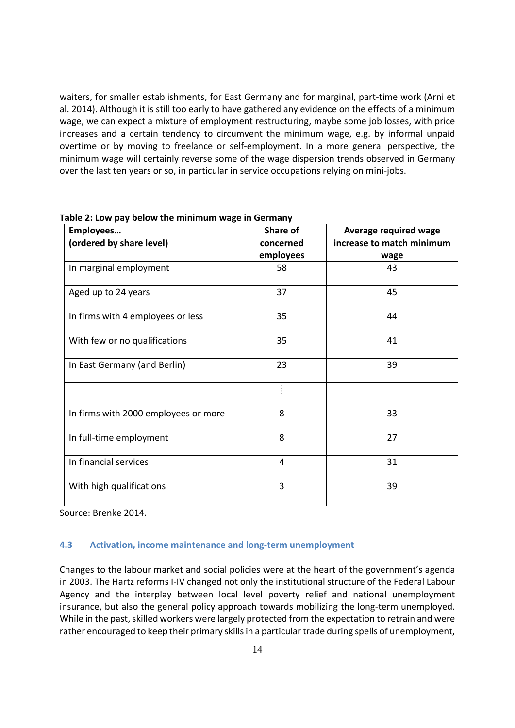waiters, for smaller establishments, for East Germany and for marginal, part-time work (Arni et al. 2014). Although it is still too early to have gathered any evidence on the effects of a minimum wage, we can expect a mixture of employment restructuring, maybe some job losses, with price increases and a certain tendency to circumvent the minimum wage, e.g. by informal unpaid overtime or by moving to freelance or self-employment. In a more general perspective, the minimum wage will certainly reverse some of the wage dispersion trends observed in Germany over the last ten years or so, in particular in service occupations relying on mini-jobs.

**Table 2: Low pay below the minimum wage in Germany**

| Employees… (ordered by share level) | Share of concerned employees | Average required wage increase to match minimum wage |
|---|---|---|
| In marginal employment | 58 | 43 |
| Aged up to 24 years | 37 | 45 |
| In firms with 4 employees or less | 35 | 44 |
| With few or no qualifications | 35 | 41 |
| In East Germany (and Berlin) | 23 | 39 |
| | ⋮ | |
| In firms with 2000 employees or more | 8 | 33 |
| In full-time employment | 8 | 27 |
| In financial services | 4 | 31 |
| With high qualifications | 3 | 39 |

Source: Brenke 2014.

### 4.3 Activation, income maintenance and long-term unemployment

Changes to the labour market and social policies were at the heart of the government's agenda in 2003. The Hartz reforms I-IV changed not only the institutional structure of the Federal Labour Agency and the interplay between local level poverty relief and national unemployment insurance, but also the general policy approach towards mobilizing the long-term unemployed. While in the past, skilled workers were largely protected from the expectation to retrain and were rather encouraged to keep their primary skills in a particular trade during spells of unemployment,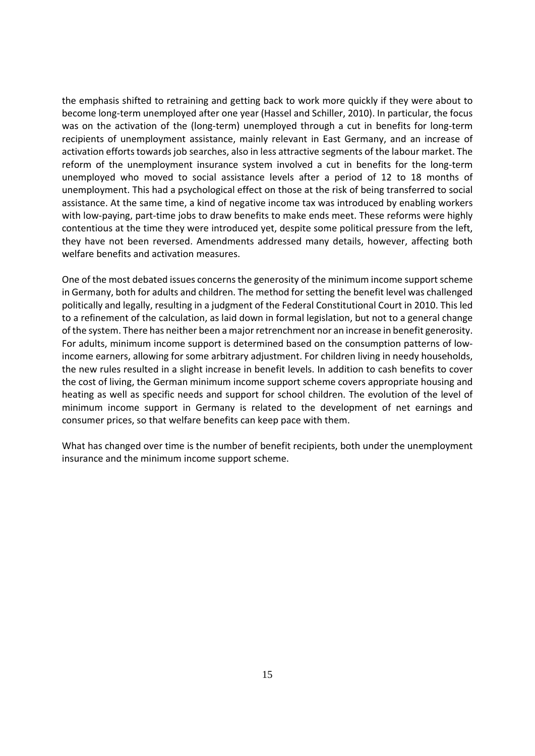the emphasis shifted to retraining and getting back to work more quickly if they were about to become long-term unemployed after one year (Hassel and Schiller, 2010). In particular, the focus was on the activation of the (long-term) unemployed through a cut in benefits for long-term recipients of unemployment assistance, mainly relevant in East Germany, and an increase of activation efforts towards job searches, also in less attractive segments of the labour market. The reform of the unemployment insurance system involved a cut in benefits for the long-term unemployed who moved to social assistance levels after a period of 12 to 18 months of unemployment. This had a psychological effect on those at the risk of being transferred to social assistance. At the same time, a kind of negative income tax was introduced by enabling workers with low-paying, part-time jobs to draw benefits to make ends meet. These reforms were highly contentious at the time they were introduced yet, despite some political pressure from the left, they have not been reversed. Amendments addressed many details, however, affecting both welfare benefits and activation measures.

One of the most debated issues concerns the generosity of the minimum income support scheme in Germany, both for adults and children. The method for setting the benefit level was challenged politically and legally, resulting in a judgment of the Federal Constitutional Court in 2010. This led to a refinement of the calculation, as laid down in formal legislation, but not to a general change of the system. There has neither been a major retrenchment nor an increase in benefit generosity. For adults, minimum income support is determined based on the consumption patterns of low-income earners, allowing for some arbitrary adjustment. For children living in needy households, the new rules resulted in a slight increase in benefit levels. In addition to cash benefits to cover the cost of living, the German minimum income support scheme covers appropriate housing and heating as well as specific needs and support for school children. The evolution of the level of minimum income support in Germany is related to the development of net earnings and consumer prices, so that welfare benefits can keep pace with them.

What has changed over time is the number of benefit recipients, both under the unemployment insurance and the minimum income support scheme.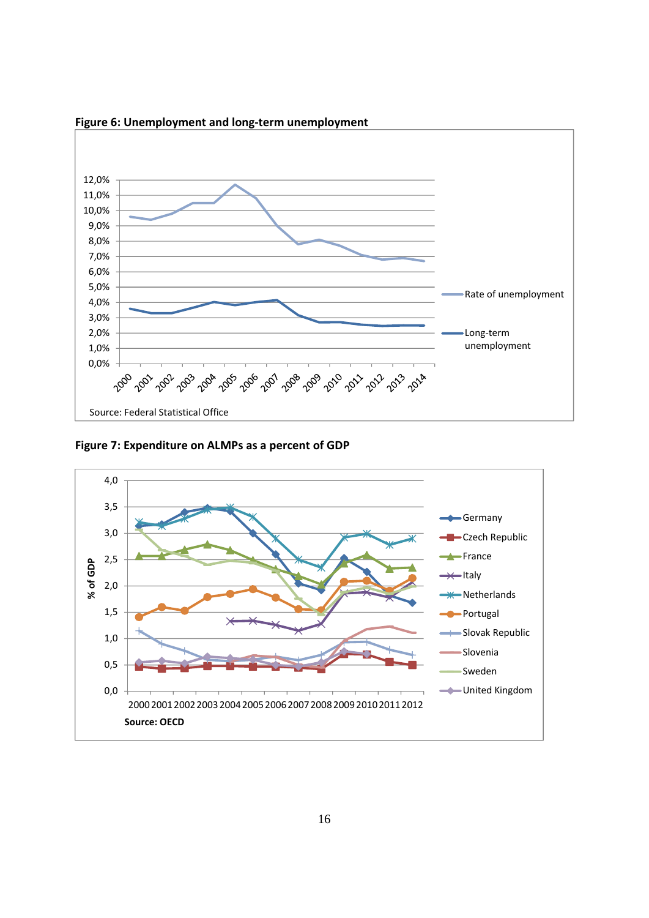**Figure 6: Unemployment and long-term unemployment**

Source: Federal Statistical Office

**Figure 7: Expenditure on ALMPs as a percent of GDP**

Source: OECD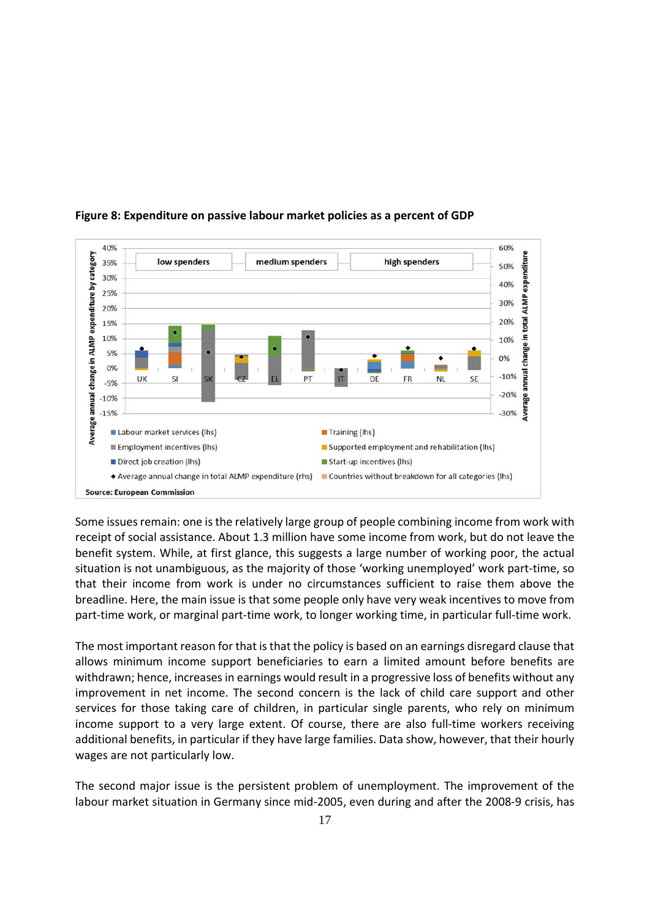**Figure 8: Expenditure on passive labour market policies as a percent of GDP**

Source: European Commission

Some issues remain: one is the relatively large group of people combining income from work with receipt of social assistance. About 1.3 million have some income from work, but do not leave the benefit system. While, at first glance, this suggests a large number of working poor, the actual situation is not unambiguous, as the majority of those 'working unemployed' work part-time, so that their income from work is under no circumstances sufficient to raise them above the breadline. Here, the main issue is that some people only have very weak incentives to move from part-time work, or marginal part-time work, to longer working time, in particular full-time work.

The most important reason for that is that the policy is based on an earnings disregard clause that allows minimum income support beneficiaries to earn a limited amount before benefits are withdrawn; hence, increases in earnings would result in a progressive loss of benefits without any improvement in net income. The second concern is the lack of child care support and other services for those taking care of children, in particular single parents, who rely on minimum income support to a very large extent. Of course, there are also full-time workers receiving additional benefits, in particular if they have large families. Data show, however, that their hourly wages are not particularly low.

The second major issue is the persistent problem of unemployment. The improvement of the labour market situation in Germany since mid-2005, even during and after the 2008-9 crisis, has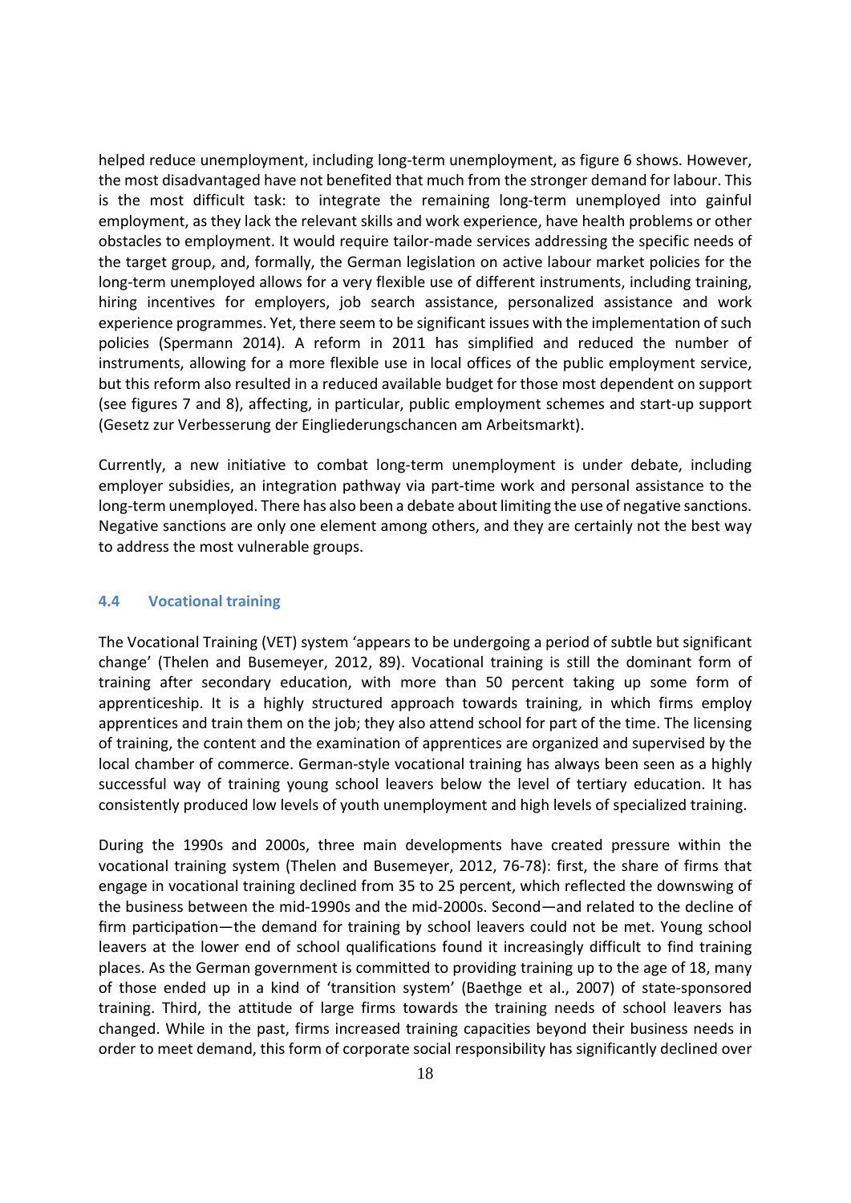helped reduce unemployment, including long-term unemployment, as figure 6 shows. However, the most disadvantaged have not benefited that much from the stronger demand for labour. This is the most difficult task: to integrate the remaining long-term unemployed into gainful employment, as they lack the relevant skills and work experience, have health problems or other obstacles to employment. It would require tailor-made services addressing the specific needs of the target group, and, formally, the German legislation on active labour market policies for the long-term unemployed allows for a very flexible use of different instruments, including training, hiring incentives for employers, job search assistance, personalized assistance and work experience programmes. Yet, there seem to be significant issues with the implementation of such policies (Spermann 2014). A reform in 2011 has simplified and reduced the number of instruments, allowing for a more flexible use in local offices of the public employment service, but this reform also resulted in a reduced available budget for those most dependent on support (see figures 7 and 8), affecting, in particular, public employment schemes and start-up support (Gesetz zur Verbesserung der Eingliederungschancen am Arbeitsmarkt).

Currently, a new initiative to combat long-term unemployment is under debate, including employer subsidies, an integration pathway via part-time work and personal assistance to the long-term unemployed. There has also been a debate about limiting the use of negative sanctions. Negative sanctions are only one element among others, and they are certainly not the best way to address the most vulnerable groups.

### 4.4 Vocational training

The Vocational Training (VET) system 'appears to be undergoing a period of subtle but significant change' (Thelen and Busemeyer, 2012, 89). Vocational training is still the dominant form of training after secondary education, with more than 50 percent taking up some form of apprenticeship. It is a highly structured approach towards training, in which firms employ apprentices and train them on the job; they also attend school for part of the time. The licensing of training, the content and the examination of apprentices are organized and supervised by the local chamber of commerce. German-style vocational training has always been seen as a highly successful way of training young school leavers below the level of tertiary education. It has consistently produced low levels of youth unemployment and high levels of specialized training.

During the 1990s and 2000s, three main developments have created pressure within the vocational training system (Thelen and Busemeyer, 2012, 76-78): first, the share of firms that engage in vocational training declined from 35 to 25 percent, which reflected the downswing of the business between the mid-1990s and the mid-2000s. Second—and related to the decline of firm participation—the demand for training by school leavers could not be met. Young school leavers at the lower end of school qualifications found it increasingly difficult to find training places. As the German government is committed to providing training up to the age of 18, many of those ended up in a kind of 'transition system' (Baethge et al., 2007) of state-sponsored training. Third, the attitude of large firms towards the training needs of school leavers has changed. While in the past, firms increased training capacities beyond their business needs in order to meet demand, this form of corporate social responsibility has significantly declined over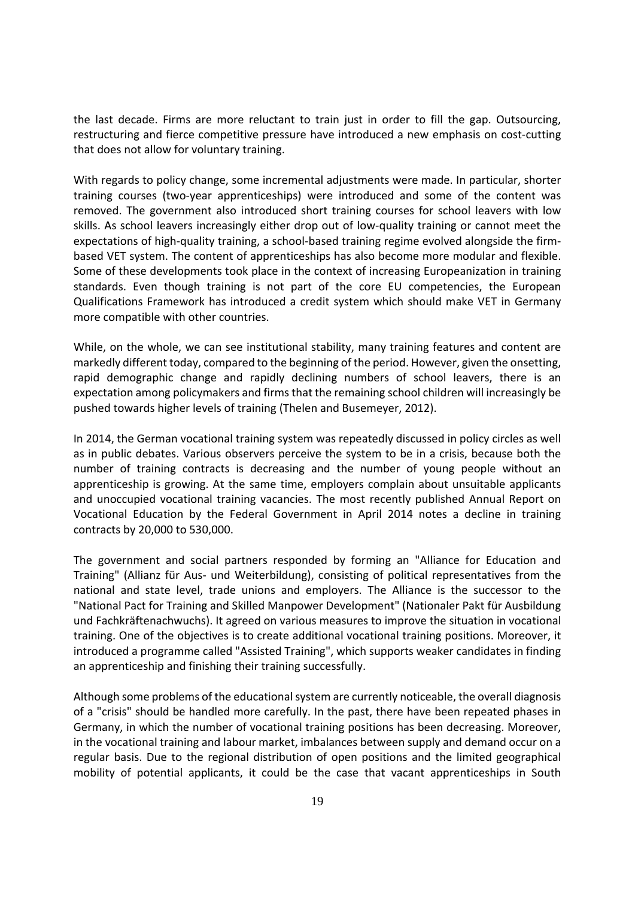the last decade. Firms are more reluctant to train just in order to fill the gap. Outsourcing, restructuring and fierce competitive pressure have introduced a new emphasis on cost-cutting that does not allow for voluntary training.

With regards to policy change, some incremental adjustments were made. In particular, shorter training courses (two-year apprenticeships) were introduced and some of the content was removed. The government also introduced short training courses for school leavers with low skills. As school leavers increasingly either drop out of low-quality training or cannot meet the expectations of high-quality training, a school-based training regime evolved alongside the firm-based VET system. The content of apprenticeships has also become more modular and flexible. Some of these developments took place in the context of increasing Europeanization in training standards. Even though training is not part of the core EU competencies, the European Qualifications Framework has introduced a credit system which should make VET in Germany more compatible with other countries.

While, on the whole, we can see institutional stability, many training features and content are markedly different today, compared to the beginning of the period. However, given the onsetting, rapid demographic change and rapidly declining numbers of school leavers, there is an expectation among policymakers and firms that the remaining school children will increasingly be pushed towards higher levels of training (Thelen and Busemeyer, 2012).

In 2014, the German vocational training system was repeatedly discussed in policy circles as well as in public debates. Various observers perceive the system to be in a crisis, because both the number of training contracts is decreasing and the number of young people without an apprenticeship is growing. At the same time, employers complain about unsuitable applicants and unoccupied vocational training vacancies. The most recently published Annual Report on Vocational Education by the Federal Government in April 2014 notes a decline in training contracts by 20,000 to 530,000.

The government and social partners responded by forming an "Alliance for Education and Training" (Allianz für Aus- und Weiterbildung), consisting of political representatives from the national and state level, trade unions and employers. The Alliance is the successor to the "National Pact for Training and Skilled Manpower Development" (Nationaler Pakt für Ausbildung und Fachkräftenachwuchs). It agreed on various measures to improve the situation in vocational training. One of the objectives is to create additional vocational training positions. Moreover, it introduced a programme called "Assisted Training", which supports weaker candidates in finding an apprenticeship and finishing their training successfully.

Although some problems of the educational system are currently noticeable, the overall diagnosis of a "crisis" should be handled more carefully. In the past, there have been repeated phases in Germany, in which the number of vocational training positions has been decreasing. Moreover, in the vocational training and labour market, imbalances between supply and demand occur on a regular basis. Due to the regional distribution of open positions and the limited geographical mobility of potential applicants, it could be the case that vacant apprenticeships in South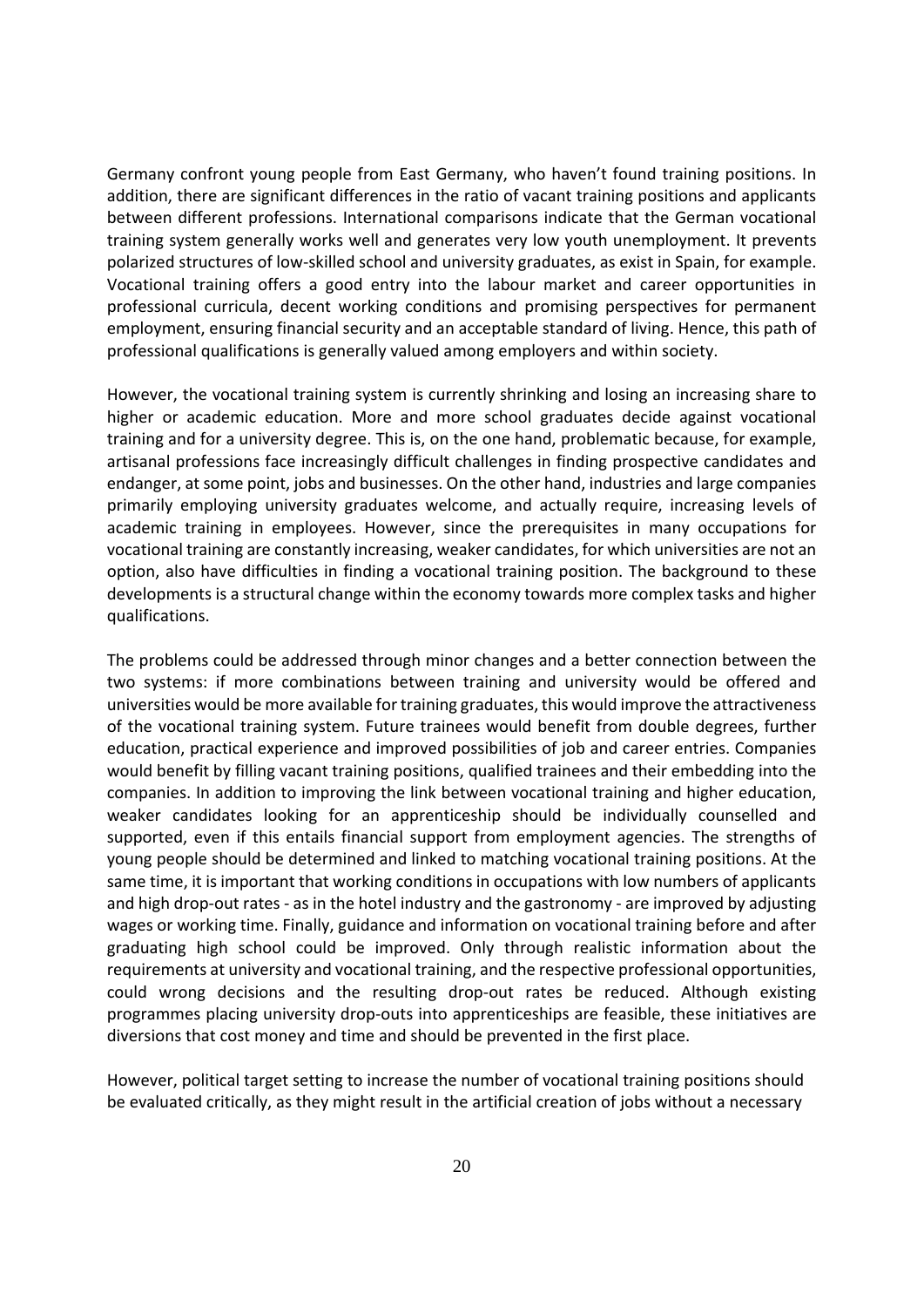Germany confront young people from East Germany, who haven't found training positions. In addition, there are significant differences in the ratio of vacant training positions and applicants between different professions. International comparisons indicate that the German vocational training system generally works well and generates very low youth unemployment. It prevents polarized structures of low-skilled school and university graduates, as exist in Spain, for example. Vocational training offers a good entry into the labour market and career opportunities in professional curricula, decent working conditions and promising perspectives for permanent employment, ensuring financial security and an acceptable standard of living. Hence, this path of professional qualifications is generally valued among employers and within society.

However, the vocational training system is currently shrinking and losing an increasing share to higher or academic education. More and more school graduates decide against vocational training and for a university degree. This is, on the one hand, problematic because, for example, artisanal professions face increasingly difficult challenges in finding prospective candidates and endanger, at some point, jobs and businesses. On the other hand, industries and large companies primarily employing university graduates welcome, and actually require, increasing levels of academic training in employees. However, since the prerequisites in many occupations for vocational training are constantly increasing, weaker candidates, for which universities are not an option, also have difficulties in finding a vocational training position. The background to these developments is a structural change within the economy towards more complex tasks and higher qualifications.

The problems could be addressed through minor changes and a better connection between the two systems: if more combinations between training and university would be offered and universities would be more available for training graduates, this would improve the attractiveness of the vocational training system. Future trainees would benefit from double degrees, further education, practical experience and improved possibilities of job and career entries. Companies would benefit by filling vacant training positions, qualified trainees and their embedding into the companies. In addition to improving the link between vocational training and higher education, weaker candidates looking for an apprenticeship should be individually counselled and supported, even if this entails financial support from employment agencies. The strengths of young people should be determined and linked to matching vocational training positions. At the same time, it is important that working conditions in occupations with low numbers of applicants and high drop-out rates - as in the hotel industry and the gastronomy - are improved by adjusting wages or working time. Finally, guidance and information on vocational training before and after graduating high school could be improved. Only through realistic information about the requirements at university and vocational training, and the respective professional opportunities, could wrong decisions and the resulting drop-out rates be reduced. Although existing programmes placing university drop-outs into apprenticeships are feasible, these initiatives are diversions that cost money and time and should be prevented in the first place.

However, political target setting to increase the number of vocational training positions should be evaluated critically, as they might result in the artificial creation of jobs without a necessary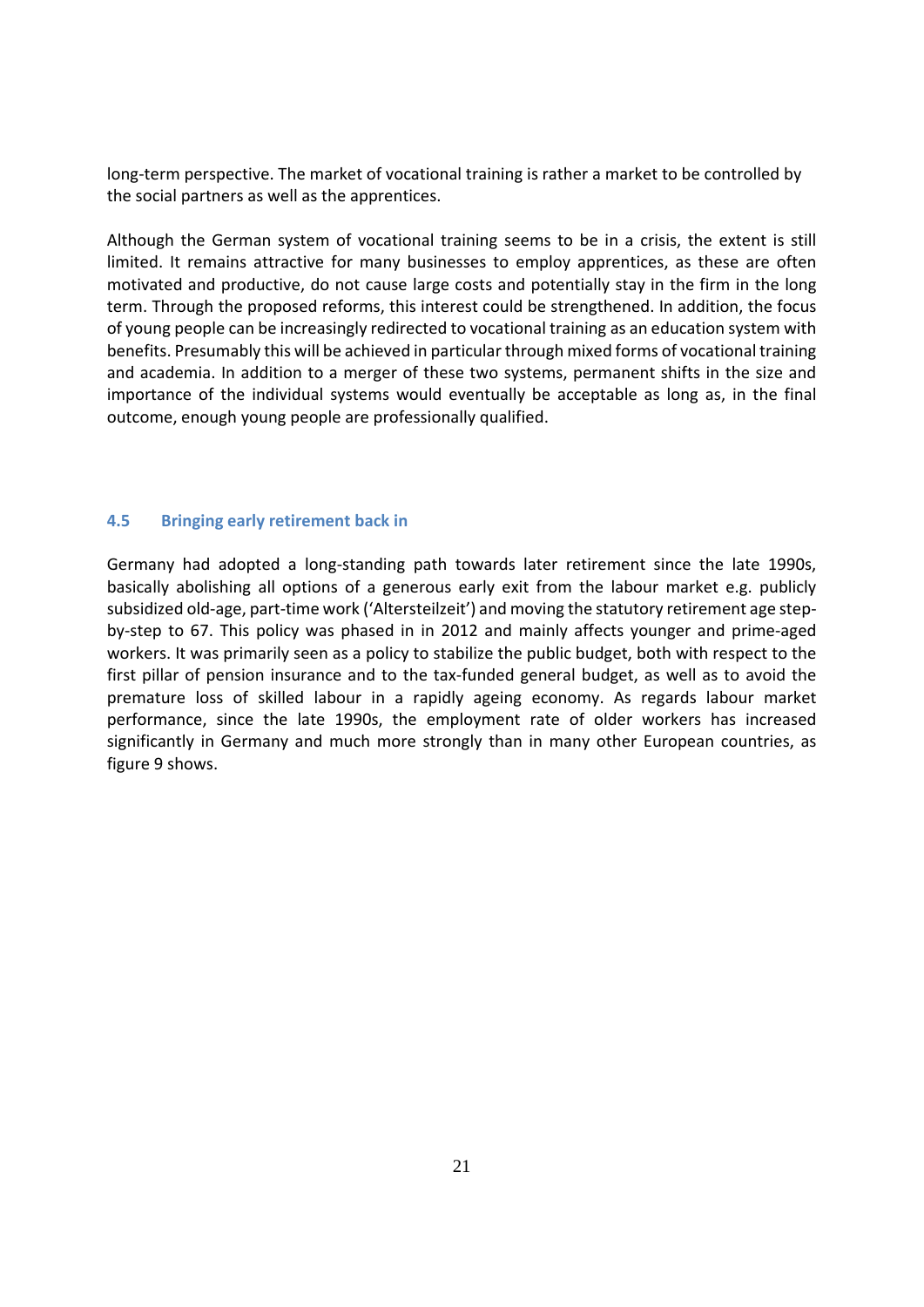long-term perspective. The market of vocational training is rather a market to be controlled by the social partners as well as the apprentices.

Although the German system of vocational training seems to be in a crisis, the extent is still limited. It remains attractive for many businesses to employ apprentices, as these are often motivated and productive, do not cause large costs and potentially stay in the firm in the long term. Through the proposed reforms, this interest could be strengthened. In addition, the focus of young people can be increasingly redirected to vocational training as an education system with benefits. Presumably this will be achieved in particular through mixed forms of vocational training and academia. In addition to a merger of these two systems, permanent shifts in the size and importance of the individual systems would eventually be acceptable as long as, in the final outcome, enough young people are professionally qualified.

### 4.5 Bringing early retirement back in

Germany had adopted a long-standing path towards later retirement since the late 1990s, basically abolishing all options of a generous early exit from the labour market e.g. publicly subsidized old-age, part-time work ('Altersteilzeit') and moving the statutory retirement age step-by-step to 67. This policy was phased in in 2012 and mainly affects younger and prime-aged workers. It was primarily seen as a policy to stabilize the public budget, both with respect to the first pillar of pension insurance and to the tax-funded general budget, as well as to avoid the premature loss of skilled labour in a rapidly ageing economy. As regards labour market performance, since the late 1990s, the employment rate of older workers has increased significantly in Germany and much more strongly than in many other European countries, as figure 9 shows.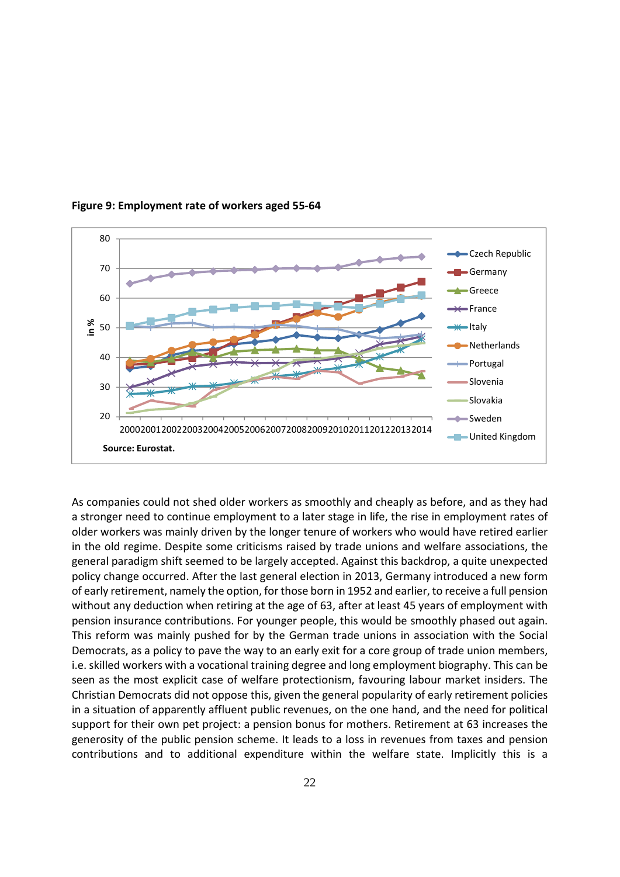**Figure 9: Employment rate of workers aged 55-64**

Source: Eurostat.

As companies could not shed older workers as smoothly and cheaply as before, and as they had a stronger need to continue employment to a later stage in life, the rise in employment rates of older workers was mainly driven by the longer tenure of workers who would have retired earlier in the old regime. Despite some criticisms raised by trade unions and welfare associations, the general paradigm shift seemed to be largely accepted. Against this backdrop, a quite unexpected policy change occurred. After the last general election in 2013, Germany introduced a new form of early retirement, namely the option, for those born in 1952 and earlier, to receive a full pension without any deduction when retiring at the age of 63, after at least 45 years of employment with pension insurance contributions. For younger people, this would be smoothly phased out again. This reform was mainly pushed for by the German trade unions in association with the Social Democrats, as a policy to pave the way to an early exit for a core group of trade union members, i.e. skilled workers with a vocational training degree and long employment biography. This can be seen as the most explicit case of welfare protectionism, favouring labour market insiders. The Christian Democrats did not oppose this, given the general popularity of early retirement policies in a situation of apparently affluent public revenues, on the one hand, and the need for political support for their own pet project: a pension bonus for mothers. Retirement at 63 increases the generosity of the public pension scheme. It leads to a loss in revenues from taxes and pension contributions and to additional expenditure within the welfare state. Implicitly this is a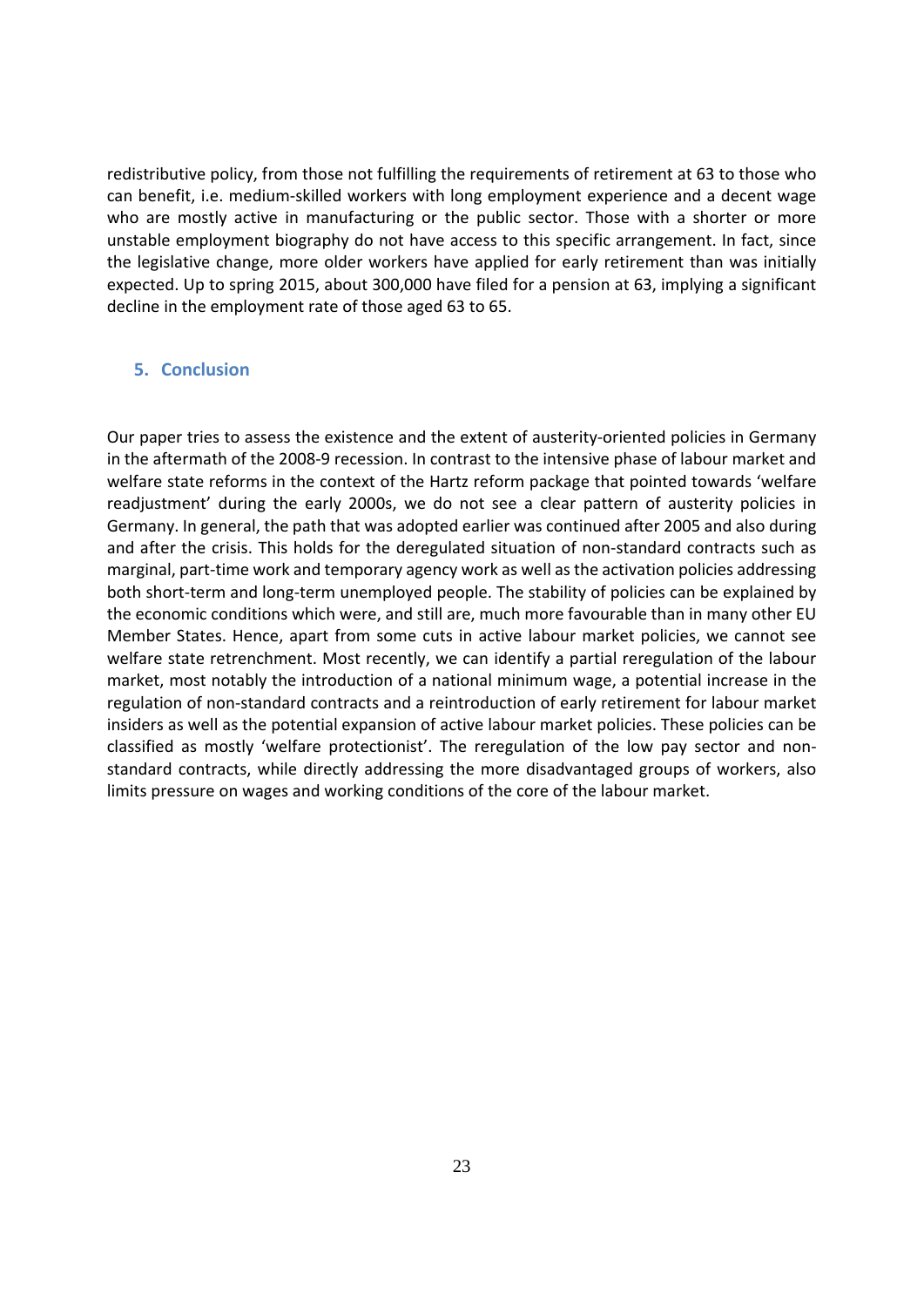redistributive policy, from those not fulfilling the requirements of retirement at 63 to those who can benefit, i.e. medium-skilled workers with long employment experience and a decent wage who are mostly active in manufacturing or the public sector. Those with a shorter or more unstable employment biography do not have access to this specific arrangement. In fact, since the legislative change, more older workers have applied for early retirement than was initially expected. Up to spring 2015, about 300,000 have filed for a pension at 63, implying a significant decline in the employment rate of those aged 63 to 65.

## 5. Conclusion

Our paper tries to assess the existence and the extent of austerity-oriented policies in Germany in the aftermath of the 2008-9 recession. In contrast to the intensive phase of labour market and welfare state reforms in the context of the Hartz reform package that pointed towards 'welfare readjustment' during the early 2000s, we do not see a clear pattern of austerity policies in Germany. In general, the path that was adopted earlier was continued after 2005 and also during and after the crisis. This holds for the deregulated situation of non-standard contracts such as marginal, part-time work and temporary agency work as well as the activation policies addressing both short-term and long-term unemployed people. The stability of policies can be explained by the economic conditions which were, and still are, much more favourable than in many other EU Member States. Hence, apart from some cuts in active labour market policies, we cannot see welfare state retrenchment. Most recently, we can identify a partial reregulation of the labour market, most notably the introduction of a national minimum wage, a potential increase in the regulation of non-standard contracts and a reintroduction of early retirement for labour market insiders as well as the potential expansion of active labour market policies. These policies can be classified as mostly 'welfare protectionist'. The reregulation of the low pay sector and non-standard contracts, while directly addressing the more disadvantaged groups of workers, also limits pressure on wages and working conditions of the core of the labour market.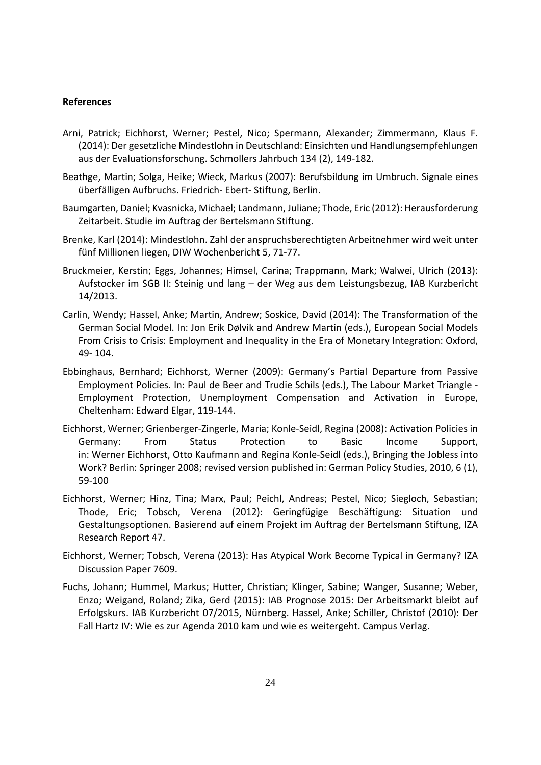**References**

Arni, Patrick; Eichhorst, Werner; Pestel, Nico; Spermann, Alexander; Zimmermann, Klaus F. (2014): Der gesetzliche Mindestlohn in Deutschland: Einsichten und Handlungsempfehlungen aus der Evaluationsforschung. Schmollers Jahrbuch 134 (2), 149-182.

Beathge, Martin; Solga, Heike; Wieck, Markus (2007): Berufsbildung im Umbruch. Signale eines überfälligen Aufbruchs. Friedrich- Ebert- Stiftung, Berlin.

Baumgarten, Daniel; Kvasnicka, Michael; Landmann, Juliane; Thode, Eric (2012): Herausforderung Zeitarbeit. Studie im Auftrag der Bertelsmann Stiftung.

Brenke, Karl (2014): Mindestlohn. Zahl der anspruchsberechtigten Arbeitnehmer wird weit unter fünf Millionen liegen, DIW Wochenbericht 5, 71-77.

Bruckmeier, Kerstin; Eggs, Johannes; Himsel, Carina; Trappmann, Mark; Walwei, Ulrich (2013): Aufstocker im SGB II: Steinig und lang – der Weg aus dem Leistungsbezug, IAB Kurzbericht 14/2013.

Carlin, Wendy; Hassel, Anke; Martin, Andrew; Soskice, David (2014): The Transformation of the German Social Model. In: Jon Erik Dølvik and Andrew Martin (eds.), European Social Models From Crisis to Crisis: Employment and Inequality in the Era of Monetary Integration: Oxford, 49- 104.

Ebbinghaus, Bernhard; Eichhorst, Werner (2009): Germany's Partial Departure from Passive Employment Policies. In: Paul de Beer and Trudie Schils (eds.), The Labour Market Triangle - Employment Protection, Unemployment Compensation and Activation in Europe, Cheltenham: Edward Elgar, 119-144.

Eichhorst, Werner; Grienberger-Zingerle, Maria; Konle-Seidl, Regina (2008): Activation Policies in Germany: From Status Protection to Basic Income Support, in: Werner Eichhorst, Otto Kaufmann and Regina Konle-Seidl (eds.), Bringing the Jobless into Work? Berlin: Springer 2008; revised version published in: German Policy Studies, 2010, 6 (1), 59-100

Eichhorst, Werner; Hinz, Tina; Marx, Paul; Peichl, Andreas; Pestel, Nico; Siegloch, Sebastian; Thode, Eric; Tobsch, Verena (2012): Geringfügige Beschäftigung: Situation und Gestaltungsoptionen. Basierend auf einem Projekt im Auftrag der Bertelsmann Stiftung, IZA Research Report 47.

Eichhorst, Werner; Tobsch, Verena (2013): Has Atypical Work Become Typical in Germany? IZA Discussion Paper 7609.

Fuchs, Johann; Hummel, Markus; Hutter, Christian; Klinger, Sabine; Wanger, Susanne; Weber, Enzo; Weigand, Roland; Zika, Gerd (2015): IAB Prognose 2015: Der Arbeitsmarkt bleibt auf Erfolgskurs. IAB Kurzbericht 07/2015, Nürnberg. Hassel, Anke; Schiller, Christof (2010): Der Fall Hartz IV: Wie es zur Agenda 2010 kam und wie es weitergeht. Campus Verlag.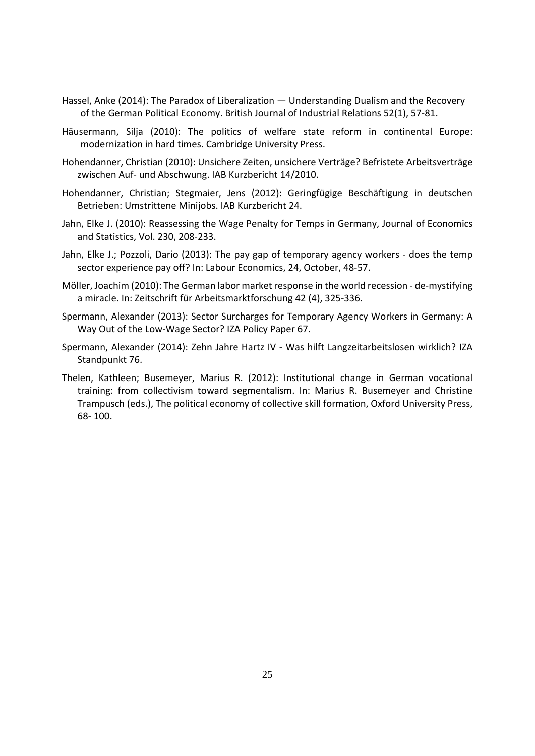Hassel, Anke (2014): The Paradox of Liberalization — Understanding Dualism and the Recovery of the German Political Economy. British Journal of Industrial Relations 52(1), 57-81.

Häusermann, Silja (2010): The politics of welfare state reform in continental Europe: modernization in hard times. Cambridge University Press.

Hohendanner, Christian (2010): Unsichere Zeiten, unsichere Verträge? Befristete Arbeitsverträge zwischen Auf- und Abschwung. IAB Kurzbericht 14/2010.

Hohendanner, Christian; Stegmaier, Jens (2012): Geringfügige Beschäftigung in deutschen Betrieben: Umstrittene Minijobs. IAB Kurzbericht 24.

Jahn, Elke J. (2010): Reassessing the Wage Penalty for Temps in Germany, Journal of Economics and Statistics, Vol. 230, 208-233.

Jahn, Elke J.; Pozzoli, Dario (2013): The pay gap of temporary agency workers - does the temp sector experience pay off? In: Labour Economics, 24, October, 48-57.

Möller, Joachim (2010): The German labor market response in the world recession - de-mystifying a miracle. In: Zeitschrift für Arbeitsmarktforschung 42 (4), 325-336.

Spermann, Alexander (2013): Sector Surcharges for Temporary Agency Workers in Germany: A Way Out of the Low-Wage Sector? IZA Policy Paper 67.

Spermann, Alexander (2014): Zehn Jahre Hartz IV - Was hilft Langzeitarbeitslosen wirklich? IZA Standpunkt 76.

Thelen, Kathleen; Busemeyer, Marius R. (2012): Institutional change in German vocational training: from collectivism toward segmentalism. In: Marius R. Busemeyer and Christine Trampusch (eds.), The political economy of collective skill formation, Oxford University Press, 68- 100.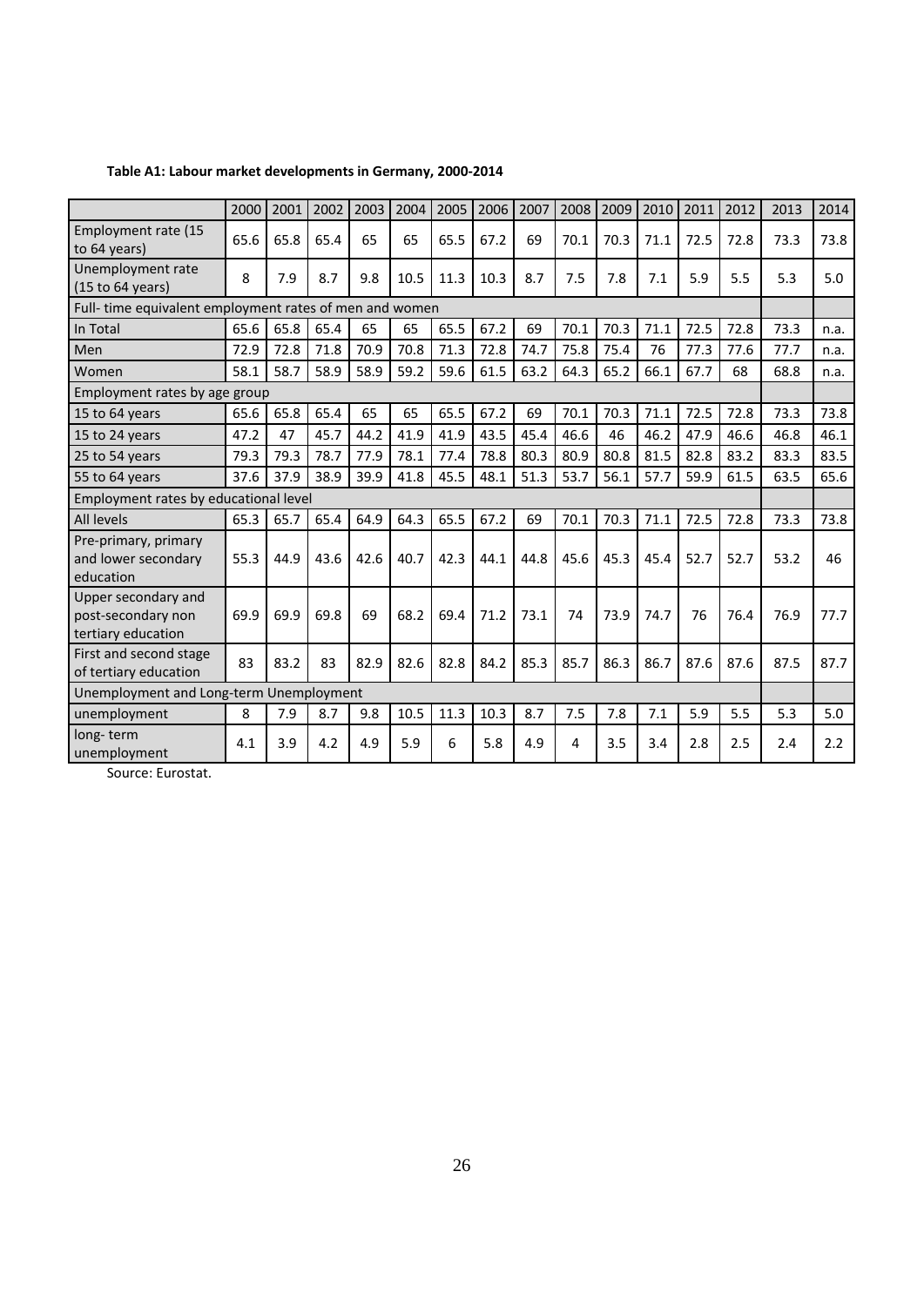**Table A1: Labour market developments in Germany, 2000-2014**

| | 2000 | 2001 | 2002 | 2003 | 2004 | 2005 | 2006 | 2007 | 2008 | 2009 | 2010 | 2011 | 2012 | 2013 | 2014 |
|---|---|---|---|---|---|---|---|---|---|---|---|---|---|---|---|
| Employment rate (15 to 64 years) | 65.6 | 65.8 | 65.4 | 65 | 65 | 65.5 | 67.2 | 69 | 70.1 | 70.3 | 71.1 | 72.5 | 72.8 | 73.3 | 73.8 |
| Unemployment rate (15 to 64 years) | 8 | 7.9 | 8.7 | 9.8 | 10.5 | 11.3 | 10.3 | 8.7 | 7.5 | 7.8 | 7.1 | 5.9 | 5.5 | 5.3 | 5.0 |
| Full- time equivalent employment rates of men and women | | | | | | | | | | | | | | | |
| In Total | 65.6 | 65.8 | 65.4 | 65 | 65 | 65.5 | 67.2 | 69 | 70.1 | 70.3 | 71.1 | 72.5 | 72.8 | 73.3 | n.a. |
| Men | 72.9 | 72.8 | 71.8 | 70.9 | 70.8 | 71.3 | 72.8 | 74.7 | 75.8 | 75.4 | 76 | 77.3 | 77.6 | 77.7 | n.a. |
| Women | 58.1 | 58.7 | 58.9 | 58.9 | 59.2 | 59.6 | 61.5 | 63.2 | 64.3 | 65.2 | 66.1 | 67.7 | 68 | 68.8 | n.a. |
| Employment rates by age group | | | | | | | | | | | | | | | |
| 15 to 64 years | 65.6 | 65.8 | 65.4 | 65 | 65 | 65.5 | 67.2 | 69 | 70.1 | 70.3 | 71.1 | 72.5 | 72.8 | 73.3 | 73.8 |
| 15 to 24 years | 47.2 | 47 | 45.7 | 44.2 | 41.9 | 41.9 | 43.5 | 45.4 | 46.6 | 46 | 46.2 | 47.9 | 46.6 | 46.8 | 46.1 |
| 25 to 54 years | 79.3 | 79.3 | 78.7 | 77.9 | 78.1 | 77.4 | 78.8 | 80.3 | 80.9 | 80.8 | 81.5 | 82.8 | 83.2 | 83.3 | 83.5 |
| 55 to 64 years | 37.6 | 37.9 | 38.9 | 39.9 | 41.8 | 45.5 | 48.1 | 51.3 | 53.7 | 56.1 | 57.7 | 59.9 | 61.5 | 63.5 | 65.6 |
| Employment rates by educational level | | | | | | | | | | | | | | | |
| All levels | 65.3 | 65.7 | 65.4 | 64.9 | 64.3 | 65.5 | 67.2 | 69 | 70.1 | 70.3 | 71.1 | 72.5 | 72.8 | 73.3 | 73.8 |
| Pre-primary, primary and lower secondary education | 55.3 | 44.9 | 43.6 | 42.6 | 40.7 | 42.3 | 44.1 | 44.8 | 45.6 | 45.3 | 45.4 | 52.7 | 52.7 | 53.2 | 46 |
| Upper secondary and post-secondary non tertiary education | 69.9 | 69.9 | 69.8 | 69 | 68.2 | 69.4 | 71.2 | 73.1 | 74 | 73.9 | 74.7 | 76 | 76.4 | 76.9 | 77.7 |
| First and second stage of tertiary education | 83 | 83.2 | 83 | 82.9 | 82.6 | 82.8 | 84.2 | 85.3 | 85.7 | 86.3 | 86.7 | 87.6 | 87.6 | 87.5 | 87.7 |
| Unemployment and Long-term Unemployment | | | | | | | | | | | | | | | |
| unemployment | 8 | 7.9 | 8.7 | 9.8 | 10.5 | 11.3 | 10.3 | 8.7 | 7.5 | 7.8 | 7.1 | 5.9 | 5.5 | 5.3 | 5.0 |
| long- term unemployment | 4.1 | 3.9 | 4.2 | 4.9 | 5.9 | 6 | 5.8 | 4.9 | 4 | 3.5 | 3.4 | 2.8 | 2.5 | 2.4 | 2.2 |

Source: Eurostat.